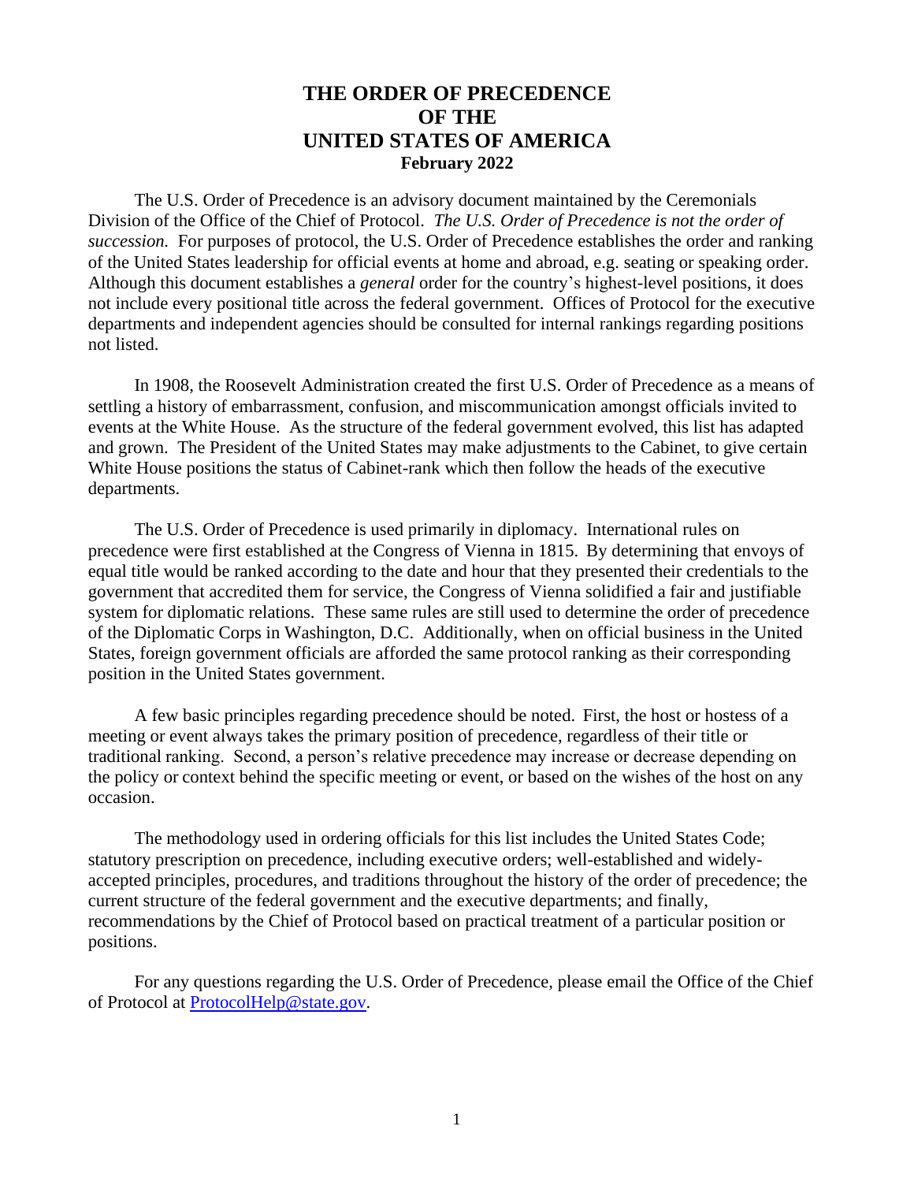# THE ORDER OF PRECEDENCE OF THE UNITED STATES OF AMERICA

**February 2022**

The U.S. Order of Precedence is an advisory document maintained by the Ceremonials Division of the Office of the Chief of Protocol. *The U.S. Order of Precedence is not the order of succession.* For purposes of protocol, the U.S. Order of Precedence establishes the order and ranking of the United States leadership for official events at home and abroad, e.g. seating or speaking order. Although this document establishes a *general* order for the country's highest-level positions, it does not include every positional title across the federal government. Offices of Protocol for the executive departments and independent agencies should be consulted for internal rankings regarding positions not listed.

In 1908, the Roosevelt Administration created the first U.S. Order of Precedence as a means of settling a history of embarrassment, confusion, and miscommunication amongst officials invited to events at the White House. As the structure of the federal government evolved, this list has adapted and grown. The President of the United States may make adjustments to the Cabinet, to give certain White House positions the status of Cabinet-rank which then follow the heads of the executive departments.

The U.S. Order of Precedence is used primarily in diplomacy. International rules on precedence were first established at the Congress of Vienna in 1815. By determining that envoys of equal title would be ranked according to the date and hour that they presented their credentials to the government that accredited them for service, the Congress of Vienna solidified a fair and justifiable system for diplomatic relations. These same rules are still used to determine the order of precedence of the Diplomatic Corps in Washington, D.C. Additionally, when on official business in the United States, foreign government officials are afforded the same protocol ranking as their corresponding position in the United States government.

A few basic principles regarding precedence should be noted. First, the host or hostess of a meeting or event always takes the primary position of precedence, regardless of their title or traditional ranking. Second, a person's relative precedence may increase or decrease depending on the policy or context behind the specific meeting or event, or based on the wishes of the host on any occasion.

The methodology used in ordering officials for this list includes the United States Code; statutory prescription on precedence, including executive orders; well-established and widely-accepted principles, procedures, and traditions throughout the history of the order of precedence; the current structure of the federal government and the executive departments; and finally, recommendations by the Chief of Protocol based on practical treatment of a particular position or positions.

For any questions regarding the U.S. Order of Precedence, please email the Office of the Chief of Protocol at [ProtocolHelp@state.gov](mailto:ProtocolHelp@state.gov).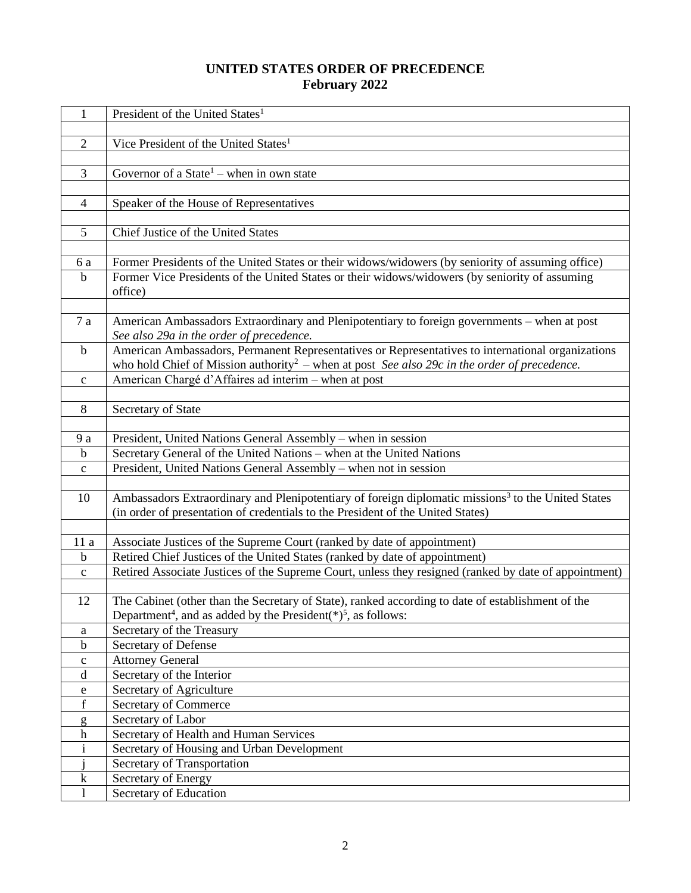# UNITED STATES ORDER OF PRECEDENCE
## February 2022

| | |
|---|---|
| 1 | President of the United States[1] |
| | |
| 2 | Vice President of the United States[1] |
| | |
| 3 | Governor of a State[1] – when in own state |
| | |
| 4 | Speaker of the House of Representatives |
| | |
| 5 | Chief Justice of the United States |
| | |
| 6 a | Former Presidents of the United States or their widows/widowers (by seniority of assuming office) |
| b | Former Vice Presidents of the United States or their widows/widowers (by seniority of assuming office) |
| | |
| 7 a | American Ambassadors Extraordinary and Plenipotentiary to foreign governments – when at post *See also 29a in the order of precedence.* |
| b | American Ambassadors, Permanent Representatives or Representatives to international organizations who hold Chief of Mission authority[2] – when at post *See also 29c in the order of precedence.* |
| c | American Chargé d'Affaires ad interim – when at post |
| | |
| 8 | Secretary of State |
| | |
| 9 a | President, United Nations General Assembly – when in session |
| b | Secretary General of the United Nations – when at the United Nations |
| c | President, United Nations General Assembly – when not in session |
| | |
| 10 | Ambassadors Extraordinary and Plenipotentiary of foreign diplomatic missions[3] to the United States (in order of presentation of credentials to the President of the United States) |
| | |
| 11 a | Associate Justices of the Supreme Court (ranked by date of appointment) |
| b | Retired Chief Justices of the United States (ranked by date of appointment) |
| c | Retired Associate Justices of the Supreme Court, unless they resigned (ranked by date of appointment) |
| | |
| 12 | The Cabinet (other than the Secretary of State), ranked according to date of establishment of the Department[4], and as added by the President(*)[5], as follows: |
| a | Secretary of the Treasury |
| b | Secretary of Defense |
| c | Attorney General |
| d | Secretary of the Interior |
| e | Secretary of Agriculture |
| f | Secretary of Commerce |
| g | Secretary of Labor |
| h | Secretary of Health and Human Services |
| i | Secretary of Housing and Urban Development |
| j | Secretary of Transportation |
| k | Secretary of Energy |
| l | Secretary of Education |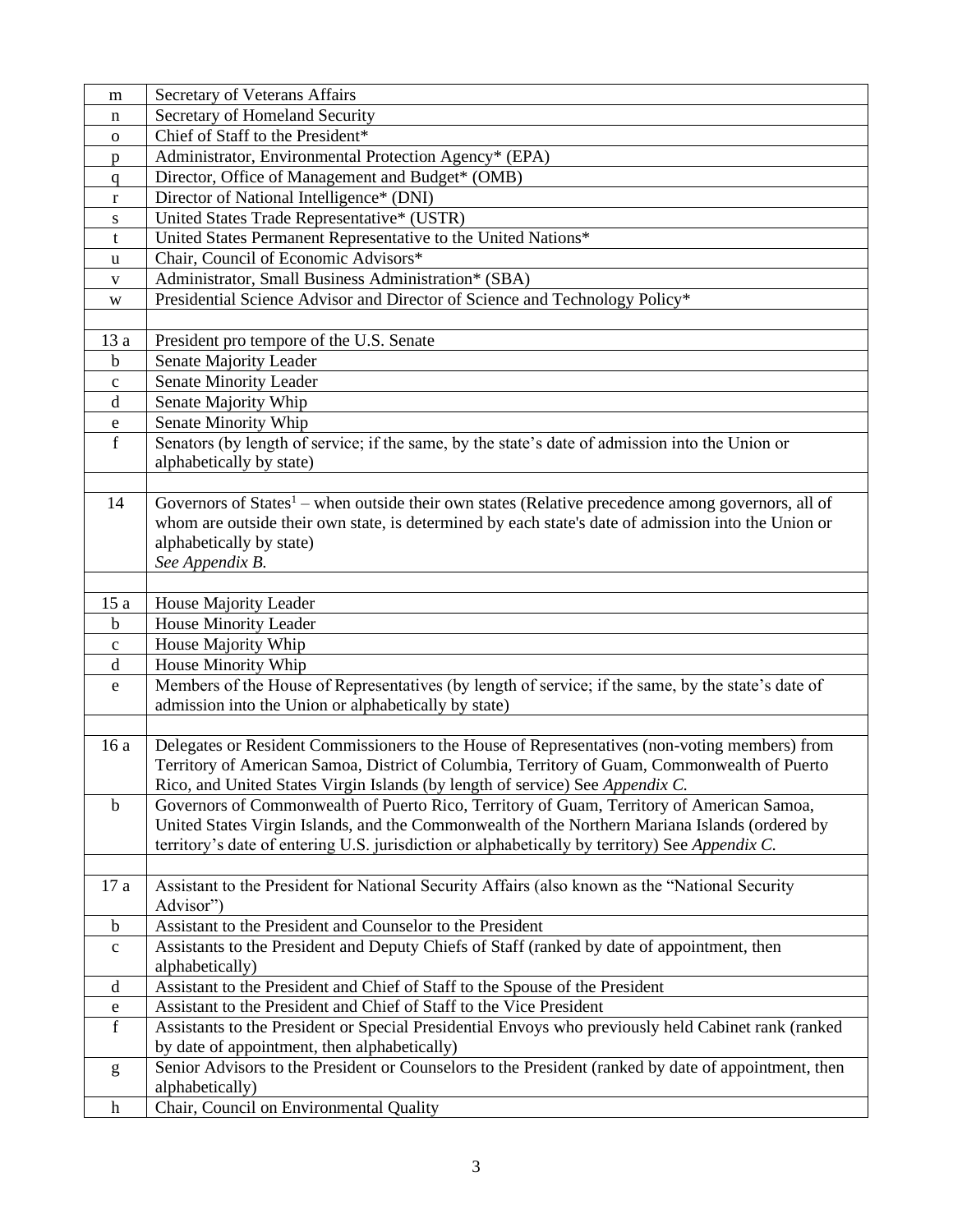| | |
|---|---|
| m | Secretary of Veterans Affairs |
| n | Secretary of Homeland Security |
| o | Chief of Staff to the President* |
| p | Administrator, Environmental Protection Agency* (EPA) |
| q | Director, Office of Management and Budget* (OMB) |
| r | Director of National Intelligence* (DNI) |
| s | United States Trade Representative* (USTR) |
| t | United States Permanent Representative to the United Nations* |
| u | Chair, Council of Economic Advisors* |
| v | Administrator, Small Business Administration* (SBA) |
| w | Presidential Science Advisor and Director of Science and Technology Policy* |
| | |
| 13 a | President pro tempore of the U.S. Senate |
| b | Senate Majority Leader |
| c | Senate Minority Leader |
| d | Senate Majority Whip |
| e | Senate Minority Whip |
| f | Senators (by length of service; if the same, by the state's date of admission into the Union or alphabetically by state) |
| | |
| 14 | Governors of States[1] – when outside their own states (Relative precedence among governors, all of whom are outside their own state, is determined by each state's date of admission into the Union or alphabetically by state) *See Appendix B.* |
| | |
| 15 a | House Majority Leader |
| b | House Minority Leader |
| c | House Majority Whip |
| d | House Minority Whip |
| e | Members of the House of Representatives (by length of service; if the same, by the state's date of admission into the Union or alphabetically by state) |
| | |
| 16 a | Delegates or Resident Commissioners to the House of Representatives (non-voting members) from Territory of American Samoa, District of Columbia, Territory of Guam, Commonwealth of Puerto Rico, and United States Virgin Islands (by length of service) See *Appendix C.* |
| b | Governors of Commonwealth of Puerto Rico, Territory of Guam, Territory of American Samoa, United States Virgin Islands, and the Commonwealth of the Northern Mariana Islands (ordered by territory's date of entering U.S. jurisdiction or alphabetically by territory) See *Appendix C.* |
| | |
| 17 a | Assistant to the President for National Security Affairs (also known as the "National Security Advisor") |
| b | Assistant to the President and Counselor to the President |
| c | Assistants to the President and Deputy Chiefs of Staff (ranked by date of appointment, then alphabetically) |
| d | Assistant to the President and Chief of Staff to the Spouse of the President |
| e | Assistant to the President and Chief of Staff to the Vice President |
| f | Assistants to the President or Special Presidential Envoys who previously held Cabinet rank (ranked by date of appointment, then alphabetically) |
| g | Senior Advisors to the President or Counselors to the President (ranked by date of appointment, then alphabetically) |
| h | Chair, Council on Environmental Quality |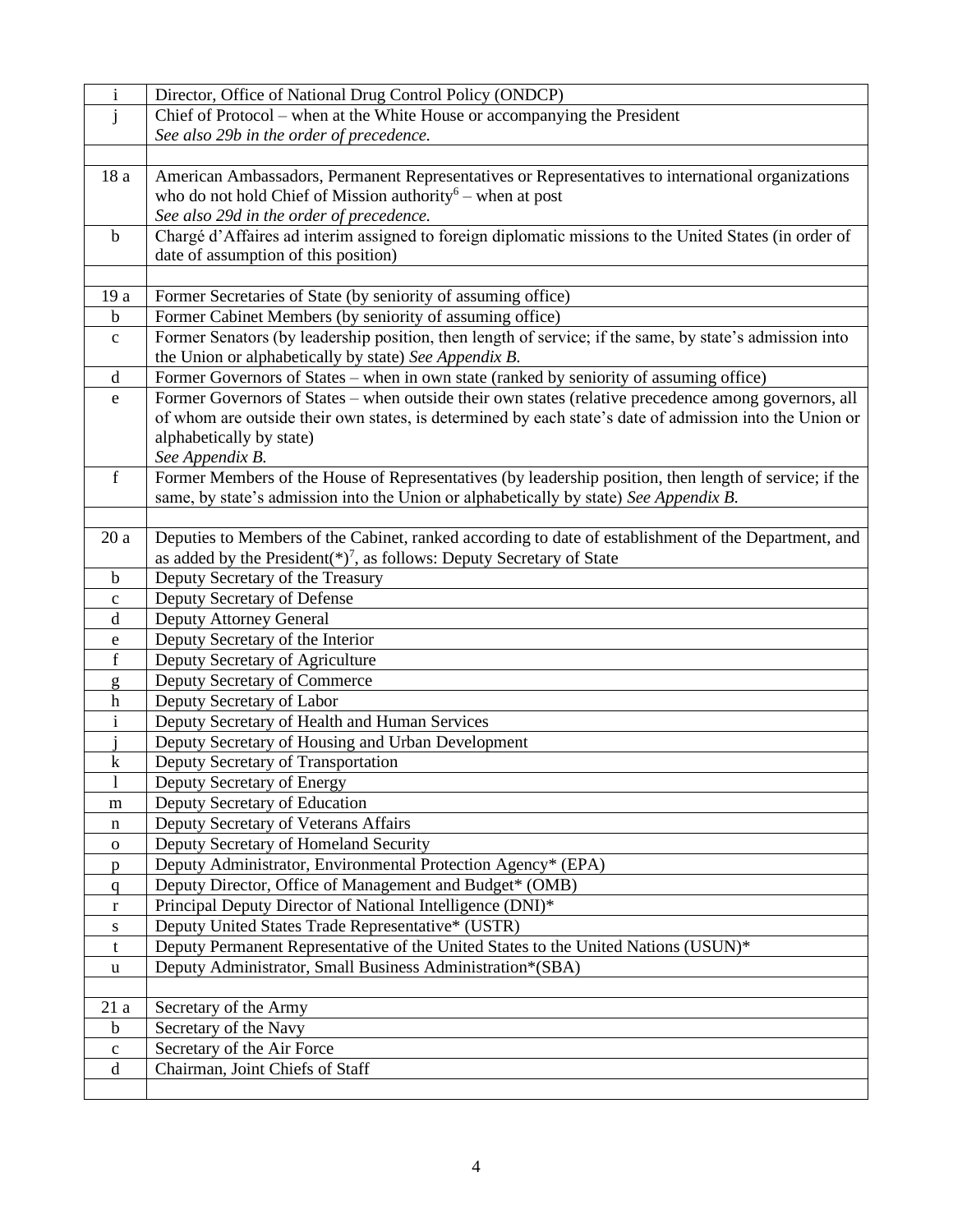| | |
|---|---|
| i | Director, Office of National Drug Control Policy (ONDCP) |
| j | Chief of Protocol – when at the White House or accompanying the President<br>*See also 29b in the order of precedence.* |
| | |
| 18 a | American Ambassadors, Permanent Representatives or Representatives to international organizations who do not hold Chief of Mission authority[6] – when at post<br>*See also 29d in the order of precedence.* |
| b | Chargé d'Affaires ad interim assigned to foreign diplomatic missions to the United States (in order of date of assumption of this position) |
| | |
| 19 a | Former Secretaries of State (by seniority of assuming office) |
| b | Former Cabinet Members (by seniority of assuming office) |
| c | Former Senators (by leadership position, then length of service; if the same, by state's admission into the Union or alphabetically by state) *See Appendix B.* |
| d | Former Governors of States – when in own state (ranked by seniority of assuming office) |
| e | Former Governors of States – when outside their own states (relative precedence among governors, all of whom are outside their own states, is determined by each state's date of admission into the Union or alphabetically by state)<br>*See Appendix B.* |
| f | Former Members of the House of Representatives (by leadership position, then length of service; if the same, by state's admission into the Union or alphabetically by state) *See Appendix B.* |
| | |
| 20 a | Deputies to Members of the Cabinet, ranked according to date of establishment of the Department, and as added by the President(*)[7], as follows: Deputy Secretary of State |
| b | Deputy Secretary of the Treasury |
| c | Deputy Secretary of Defense |
| d | Deputy Attorney General |
| e | Deputy Secretary of the Interior |
| f | Deputy Secretary of Agriculture |
| g | Deputy Secretary of Commerce |
| h | Deputy Secretary of Labor |
| i | Deputy Secretary of Health and Human Services |
| j | Deputy Secretary of Housing and Urban Development |
| k | Deputy Secretary of Transportation |
| l | Deputy Secretary of Energy |
| m | Deputy Secretary of Education |
| n | Deputy Secretary of Veterans Affairs |
| o | Deputy Secretary of Homeland Security |
| p | Deputy Administrator, Environmental Protection Agency* (EPA) |
| q | Deputy Director, Office of Management and Budget* (OMB) |
| r | Principal Deputy Director of National Intelligence (DNI)* |
| s | Deputy United States Trade Representative* (USTR) |
| t | Deputy Permanent Representative of the United States to the United Nations (USUN)* |
| u | Deputy Administrator, Small Business Administration*(SBA) |
| | |
| 21 a | Secretary of the Army |
| b | Secretary of the Navy |
| c | Secretary of the Air Force |
| d | Chairman, Joint Chiefs of Staff |
| | |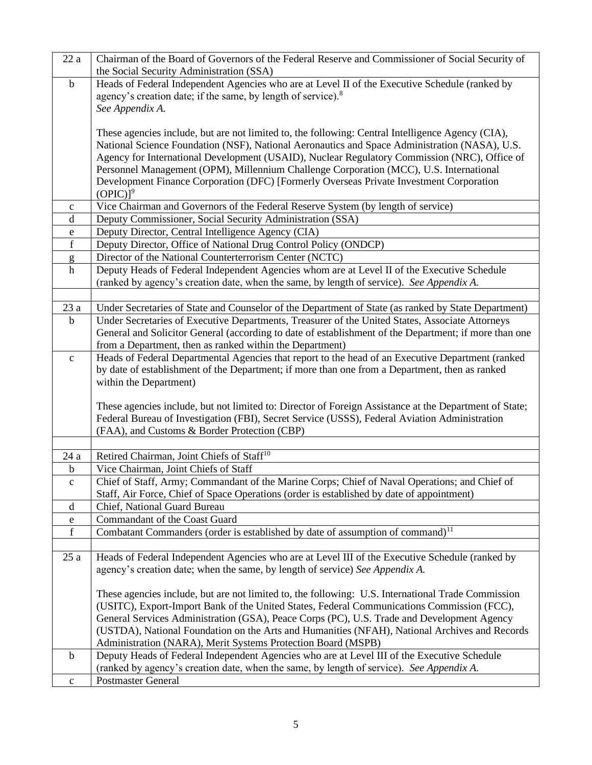| | |
|---|---|
| 22 a | Chairman of the Board of Governors of the Federal Reserve and Commissioner of Social Security of the Social Security Administration (SSA) |
| b | Heads of Federal Independent Agencies who are at Level II of the Executive Schedule (ranked by agency's creation date; if the same, by length of service).[8] *See Appendix A.*<br><br>These agencies include, but are not limited to, the following: Central Intelligence Agency (CIA), National Science Foundation (NSF), National Aeronautics and Space Administration (NASA), U.S. Agency for International Development (USAID), Nuclear Regulatory Commission (NRC), Office of Personnel Management (OPM), Millennium Challenge Corporation (MCC), U.S. International Development Finance Corporation (DFC) [Formerly Overseas Private Investment Corporation (OPIC)][9] |
| c | Vice Chairman and Governors of the Federal Reserve System (by length of service) |
| d | Deputy Commissioner, Social Security Administration (SSA) |
| e | Deputy Director, Central Intelligence Agency (CIA) |
| f | Deputy Director, Office of National Drug Control Policy (ONDCP) |
| g | Director of the National Counterterrorism Center (NCTC) |
| h | Deputy Heads of Federal Independent Agencies whom are at Level II of the Executive Schedule (ranked by agency's creation date, when the same, by length of service). *See Appendix A.* |
| | |
| 23 a | Under Secretaries of State and Counselor of the Department of State (as ranked by State Department) |
| b | Under Secretaries of Executive Departments, Treasurer of the United States, Associate Attorneys General and Solicitor General (according to date of establishment of the Department; if more than one from a Department, then as ranked within the Department) |
| c | Heads of Federal Departmental Agencies that report to the head of an Executive Department (ranked by date of establishment of the Department; if more than one from a Department, then as ranked within the Department)<br><br>These agencies include, but not limited to: Director of Foreign Assistance at the Department of State; Federal Bureau of Investigation (FBI), Secret Service (USSS), Federal Aviation Administration (FAA), and Customs & Border Protection (CBP) |
| | |
| 24 a | Retired Chairman, Joint Chiefs of Staff[10] |
| b | Vice Chairman, Joint Chiefs of Staff |
| c | Chief of Staff, Army; Commandant of the Marine Corps; Chief of Naval Operations; and Chief of Staff, Air Force, Chief of Space Operations (order is established by date of appointment) |
| d | Chief, National Guard Bureau |
| e | Commandant of the Coast Guard |
| f | Combatant Commanders (order is established by date of assumption of command)[11] |
| | |
| 25 a | Heads of Federal Independent Agencies who are at Level III of the Executive Schedule (ranked by agency's creation date; when the same, by length of service) *See Appendix A.*<br><br>These agencies include, but are not limited to, the following: U.S. International Trade Commission (USITC), Export-Import Bank of the United States, Federal Communications Commission (FCC), General Services Administration (GSA), Peace Corps (PC), U.S. Trade and Development Agency (USTDA), National Foundation on the Arts and Humanities (NFAH), National Archives and Records Administration (NARA), Merit Systems Protection Board (MSPB) |
| b | Deputy Heads of Federal Independent Agencies who are at Level III of the Executive Schedule (ranked by agency's creation date, when the same, by length of service). *See Appendix A.* |
| c | Postmaster General |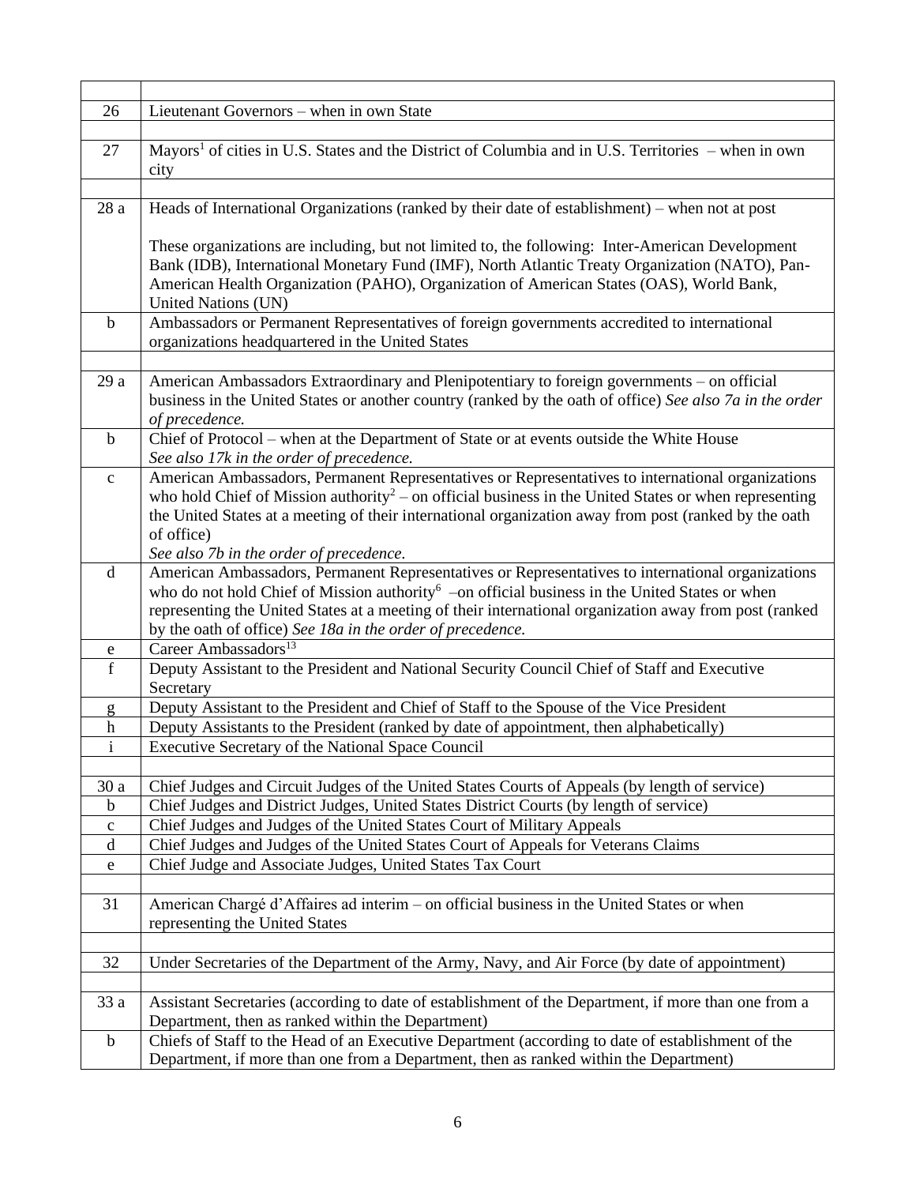| | |
|---|---|
| 26 | Lieutenant Governors – when in own State |
| | |
| 27 | Mayors[1] of cities in U.S. States and the District of Columbia and in U.S. Territories – when in own city |
| | |
| 28 a | Heads of International Organizations (ranked by their date of establishment) – when not at post<br><br>These organizations are including, but not limited to, the following: Inter-American Development Bank (IDB), International Monetary Fund (IMF), North Atlantic Treaty Organization (NATO), Pan-American Health Organization (PAHO), Organization of American States (OAS), World Bank, United Nations (UN) |
| b | Ambassadors or Permanent Representatives of foreign governments accredited to international organizations headquartered in the United States |
| | |
| 29 a | American Ambassadors Extraordinary and Plenipotentiary to foreign governments – on official business in the United States or another country (ranked by the oath of office) *See also 7a in the order of precedence.* |
| b | Chief of Protocol – when at the Department of State or at events outside the White House<br>*See also 17k in the order of precedence.* |
| c | American Ambassadors, Permanent Representatives or Representatives to international organizations who hold Chief of Mission authority[2] – on official business in the United States or when representing the United States at a meeting of their international organization away from post (ranked by the oath of office)<br>*See also 7b in the order of precedence.* |
| d | American Ambassadors, Permanent Representatives or Representatives to international organizations who do not hold Chief of Mission authority[6] –on official business in the United States or when representing the United States at a meeting of their international organization away from post (ranked by the oath of office) *See 18a in the order of precedence.* |
| e | Career Ambassadors[13] |
| f | Deputy Assistant to the President and National Security Council Chief of Staff and Executive Secretary |
| g | Deputy Assistant to the President and Chief of Staff to the Spouse of the Vice President |
| h | Deputy Assistants to the President (ranked by date of appointment, then alphabetically) |
| i | Executive Secretary of the National Space Council |
| | |
| 30 a | Chief Judges and Circuit Judges of the United States Courts of Appeals (by length of service) |
| b | Chief Judges and District Judges, United States District Courts (by length of service) |
| c | Chief Judges and Judges of the United States Court of Military Appeals |
| d | Chief Judges and Judges of the United States Court of Appeals for Veterans Claims |
| e | Chief Judge and Associate Judges, United States Tax Court |
| | |
| 31 | American Chargé d'Affaires ad interim – on official business in the United States or when representing the United States |
| | |
| 32 | Under Secretaries of the Department of the Army, Navy, and Air Force (by date of appointment) |
| | |
| 33 a | Assistant Secretaries (according to date of establishment of the Department, if more than one from a Department, then as ranked within the Department) |
| b | Chiefs of Staff to the Head of an Executive Department (according to date of establishment of the Department, if more than one from a Department, then as ranked within the Department) |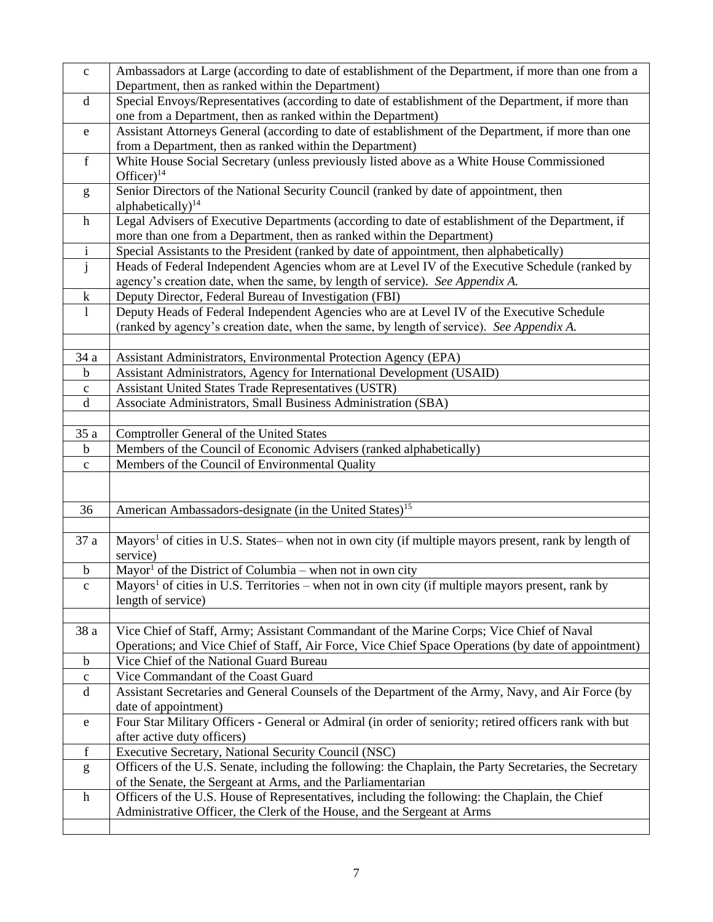| | |
|---|---|
| c | Ambassadors at Large (according to date of establishment of the Department, if more than one from a Department, then as ranked within the Department) |
| d | Special Envoys/Representatives (according to date of establishment of the Department, if more than one from a Department, then as ranked within the Department) |
| e | Assistant Attorneys General (according to date of establishment of the Department, if more than one from a Department, then as ranked within the Department) |
| f | White House Social Secretary (unless previously listed above as a White House Commissioned Officer)[14] |
| g | Senior Directors of the National Security Council (ranked by date of appointment, then alphabetically)[14] |
| h | Legal Advisers of Executive Departments (according to date of establishment of the Department, if more than one from a Department, then as ranked within the Department) |
| i | Special Assistants to the President (ranked by date of appointment, then alphabetically) |
| j | Heads of Federal Independent Agencies whom are at Level IV of the Executive Schedule (ranked by agency's creation date, when the same, by length of service). *See Appendix A.* |
| k | Deputy Director, Federal Bureau of Investigation (FBI) |
| l | Deputy Heads of Federal Independent Agencies who are at Level IV of the Executive Schedule (ranked by agency's creation date, when the same, by length of service). *See Appendix A.* |
| | |
| 34 a | Assistant Administrators, Environmental Protection Agency (EPA) |
| b | Assistant Administrators, Agency for International Development (USAID) |
| c | Assistant United States Trade Representatives (USTR) |
| d | Associate Administrators, Small Business Administration (SBA) |
| | |
| 35 a | Comptroller General of the United States |
| b | Members of the Council of Economic Advisers (ranked alphabetically) |
| c | Members of the Council of Environmental Quality |
| | |
| 36 | American Ambassadors-designate (in the United States)[15] |
| | |
| 37 a | Mayors[1] of cities in U.S. States– when not in own city (if multiple mayors present, rank by length of service) |
| b | Mayor[1] of the District of Columbia – when not in own city |
| c | Mayors[1] of cities in U.S. Territories – when not in own city (if multiple mayors present, rank by length of service) |
| | |
| 38 a | Vice Chief of Staff, Army; Assistant Commandant of the Marine Corps; Vice Chief of Naval Operations; and Vice Chief of Staff, Air Force, Vice Chief Space Operations (by date of appointment) |
| b | Vice Chief of the National Guard Bureau |
| c | Vice Commandant of the Coast Guard |
| d | Assistant Secretaries and General Counsels of the Department of the Army, Navy, and Air Force (by date of appointment) |
| e | Four Star Military Officers - General or Admiral (in order of seniority; retired officers rank with but after active duty officers) |
| f | Executive Secretary, National Security Council (NSC) |
| g | Officers of the U.S. Senate, including the following: the Chaplain, the Party Secretaries, the Secretary of the Senate, the Sergeant at Arms, and the Parliamentarian |
| h | Officers of the U.S. House of Representatives, including the following: the Chaplain, the Chief Administrative Officer, the Clerk of the House, and the Sergeant at Arms |
| | |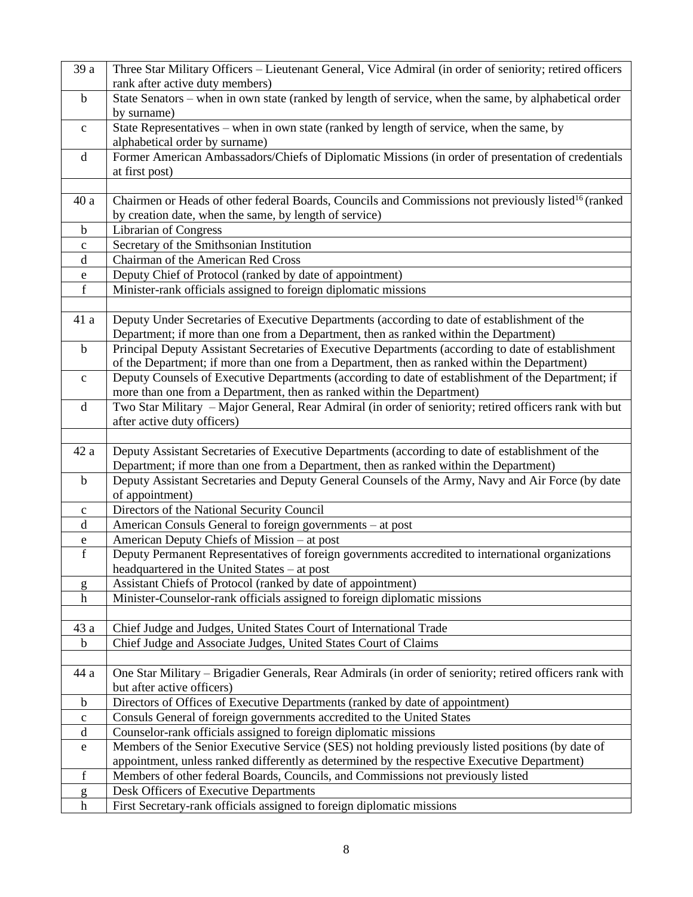| | |
|---|---|
| 39 a | Three Star Military Officers – Lieutenant General, Vice Admiral (in order of seniority; retired officers rank after active duty members) |
| b | State Senators – when in own state (ranked by length of service, when the same, by alphabetical order by surname) |
| c | State Representatives – when in own state (ranked by length of service, when the same, by alphabetical order by surname) |
| d | Former American Ambassadors/Chiefs of Diplomatic Missions (in order of presentation of credentials at first post) |
| | |
| 40 a | Chairmen or Heads of other federal Boards, Councils and Commissions not previously listed[16] (ranked by creation date, when the same, by length of service) |
| b | Librarian of Congress |
| c | Secretary of the Smithsonian Institution |
| d | Chairman of the American Red Cross |
| e | Deputy Chief of Protocol (ranked by date of appointment) |
| f | Minister-rank officials assigned to foreign diplomatic missions |
| | |
| 41 a | Deputy Under Secretaries of Executive Departments (according to date of establishment of the Department; if more than one from a Department, then as ranked within the Department) |
| b | Principal Deputy Assistant Secretaries of Executive Departments (according to date of establishment of the Department; if more than one from a Department, then as ranked within the Department) |
| c | Deputy Counsels of Executive Departments (according to date of establishment of the Department; if more than one from a Department, then as ranked within the Department) |
| d | Two Star Military – Major General, Rear Admiral (in order of seniority; retired officers rank with but after active duty officers) |
| | |
| 42 a | Deputy Assistant Secretaries of Executive Departments (according to date of establishment of the Department; if more than one from a Department, then as ranked within the Department) |
| b | Deputy Assistant Secretaries and Deputy General Counsels of the Army, Navy and Air Force (by date of appointment) |
| c | Directors of the National Security Council |
| d | American Consuls General to foreign governments – at post |
| e | American Deputy Chiefs of Mission – at post |
| f | Deputy Permanent Representatives of foreign governments accredited to international organizations headquartered in the United States – at post |
| g | Assistant Chiefs of Protocol (ranked by date of appointment) |
| h | Minister-Counselor-rank officials assigned to foreign diplomatic missions |
| | |
| 43 a | Chief Judge and Judges, United States Court of International Trade |
| b | Chief Judge and Associate Judges, United States Court of Claims |
| | |
| 44 a | One Star Military – Brigadier Generals, Rear Admirals (in order of seniority; retired officers rank with but after active officers) |
| b | Directors of Offices of Executive Departments (ranked by date of appointment) |
| c | Consuls General of foreign governments accredited to the United States |
| d | Counselor-rank officials assigned to foreign diplomatic missions |
| e | Members of the Senior Executive Service (SES) not holding previously listed positions (by date of appointment, unless ranked differently as determined by the respective Executive Department) |
| f | Members of other federal Boards, Councils, and Commissions not previously listed |
| g | Desk Officers of Executive Departments |
| h | First Secretary-rank officials assigned to foreign diplomatic missions |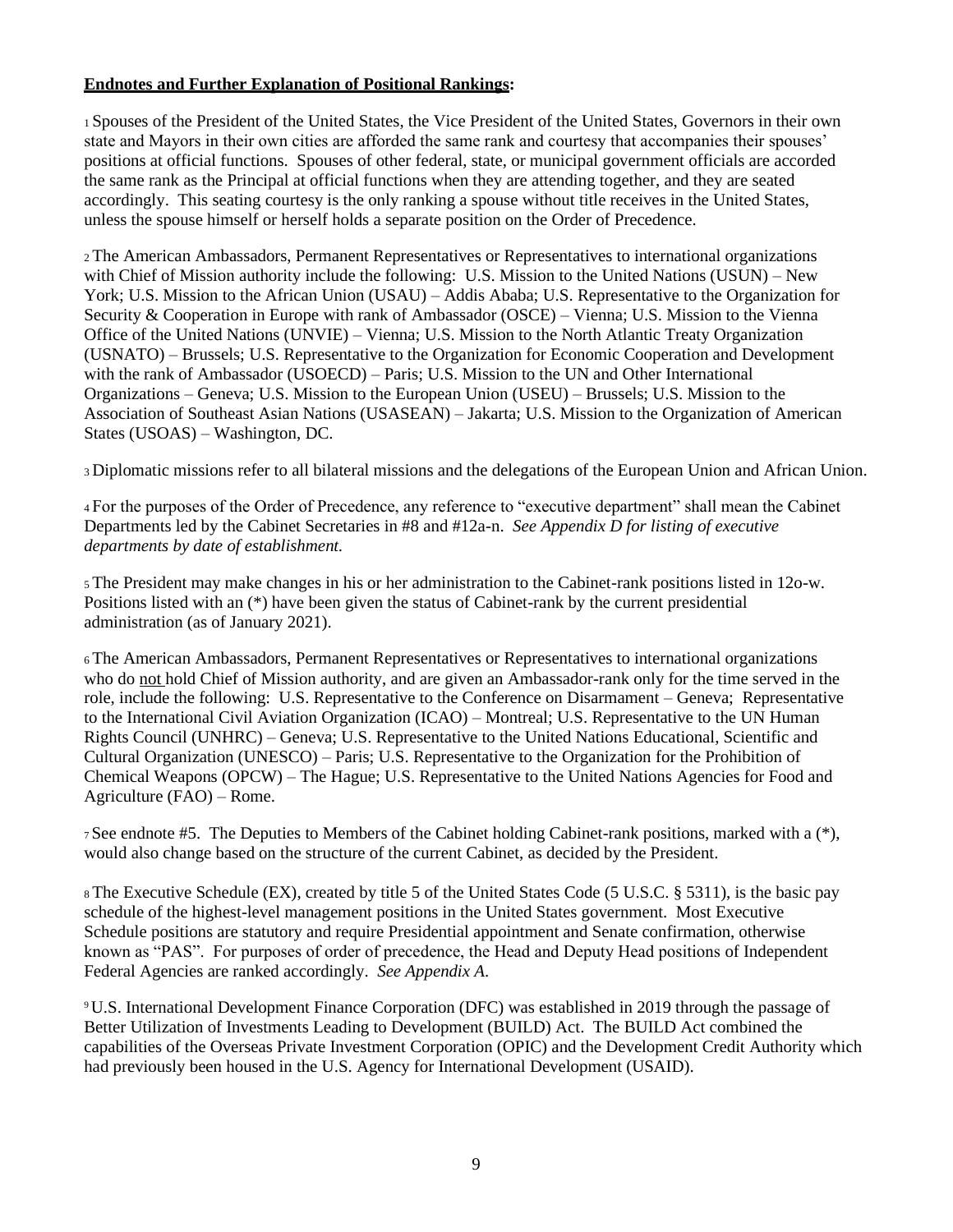**Endnotes and Further Explanation of Positional Rankings:**

[1] Spouses of the President of the United States, the Vice President of the United States, Governors in their own state and Mayors in their own cities are afforded the same rank and courtesy that accompanies their spouses' positions at official functions. Spouses of other federal, state, or municipal government officials are accorded the same rank as the Principal at official functions when they are attending together, and they are seated accordingly. This seating courtesy is the only ranking a spouse without title receives in the United States, unless the spouse himself or herself holds a separate position on the Order of Precedence.

[2] The American Ambassadors, Permanent Representatives or Representatives to international organizations with Chief of Mission authority include the following: U.S. Mission to the United Nations (USUN) – New York; U.S. Mission to the African Union (USAU) – Addis Ababa; U.S. Representative to the Organization for Security & Cooperation in Europe with rank of Ambassador (OSCE) – Vienna; U.S. Mission to the Vienna Office of the United Nations (UNVIE) – Vienna; U.S. Mission to the North Atlantic Treaty Organization (USNATO) – Brussels; U.S. Representative to the Organization for Economic Cooperation and Development with the rank of Ambassador (USOECD) – Paris; U.S. Mission to the UN and Other International Organizations – Geneva; U.S. Mission to the European Union (USEU) – Brussels; U.S. Mission to the Association of Southeast Asian Nations (USASEAN) – Jakarta; U.S. Mission to the Organization of American States (USOAS) – Washington, DC.

[3] Diplomatic missions refer to all bilateral missions and the delegations of the European Union and African Union.

[4] For the purposes of the Order of Precedence, any reference to "executive department" shall mean the Cabinet Departments led by the Cabinet Secretaries in #8 and #12a-n. *See Appendix D for listing of executive departments by date of establishment.*

[5] The President may make changes in his or her administration to the Cabinet-rank positions listed in 12o-w. Positions listed with an (*) have been given the status of Cabinet-rank by the current presidential administration (as of January 2021).

[6] The American Ambassadors, Permanent Representatives or Representatives to international organizations who do <u>not</u> hold Chief of Mission authority, and are given an Ambassador-rank only for the time served in the role, include the following: U.S. Representative to the Conference on Disarmament – Geneva; Representative to the International Civil Aviation Organization (ICAO) – Montreal; U.S. Representative to the UN Human Rights Council (UNHRC) – Geneva; U.S. Representative to the United Nations Educational, Scientific and Cultural Organization (UNESCO) – Paris; U.S. Representative to the Organization for the Prohibition of Chemical Weapons (OPCW) – The Hague; U.S. Representative to the United Nations Agencies for Food and Agriculture (FAO) – Rome.

[7] See endnote #5. The Deputies to Members of the Cabinet holding Cabinet-rank positions, marked with a (*), would also change based on the structure of the current Cabinet, as decided by the President.

[8] The Executive Schedule (EX), created by title 5 of the United States Code (5 U.S.C. § 5311), is the basic pay schedule of the highest-level management positions in the United States government. Most Executive Schedule positions are statutory and require Presidential appointment and Senate confirmation, otherwise known as "PAS". For purposes of order of precedence, the Head and Deputy Head positions of Independent Federal Agencies are ranked accordingly. *See Appendix A.*

[9] U.S. International Development Finance Corporation (DFC) was established in 2019 through the passage of Better Utilization of Investments Leading to Development (BUILD) Act. The BUILD Act combined the capabilities of the Overseas Private Investment Corporation (OPIC) and the Development Credit Authority which had previously been housed in the U.S. Agency for International Development (USAID).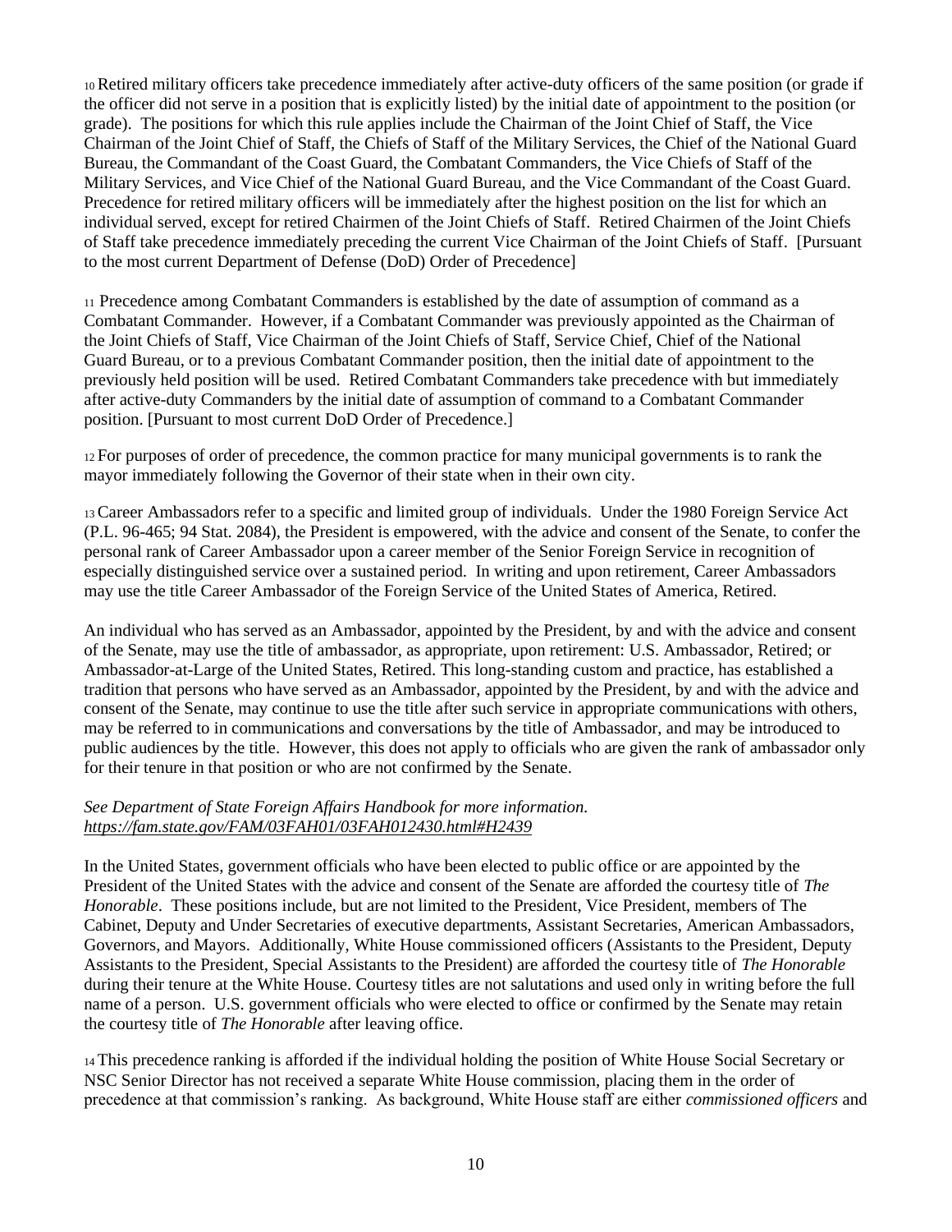[10] Retired military officers take precedence immediately after active-duty officers of the same position (or grade if the officer did not serve in a position that is explicitly listed) by the initial date of appointment to the position (or grade). The positions for which this rule applies include the Chairman of the Joint Chief of Staff, the Vice Chairman of the Joint Chief of Staff, the Chiefs of Staff of the Military Services, the Chief of the National Guard Bureau, the Commandant of the Coast Guard, the Combatant Commanders, the Vice Chiefs of Staff of the Military Services, and Vice Chief of the National Guard Bureau, and the Vice Commandant of the Coast Guard. Precedence for retired military officers will be immediately after the highest position on the list for which an individual served, except for retired Chairmen of the Joint Chiefs of Staff. Retired Chairmen of the Joint Chiefs of Staff take precedence immediately preceding the current Vice Chairman of the Joint Chiefs of Staff. [Pursuant to the most current Department of Defense (DoD) Order of Precedence]

[11] Precedence among Combatant Commanders is established by the date of assumption of command as a Combatant Commander. However, if a Combatant Commander was previously appointed as the Chairman of the Joint Chiefs of Staff, Vice Chairman of the Joint Chiefs of Staff, Service Chief, Chief of the National Guard Bureau, or to a previous Combatant Commander position, then the initial date of appointment to the previously held position will be used. Retired Combatant Commanders take precedence with but immediately after active-duty Commanders by the initial date of assumption of command to a Combatant Commander position. [Pursuant to most current DoD Order of Precedence.]

[12] For purposes of order of precedence, the common practice for many municipal governments is to rank the mayor immediately following the Governor of their state when in their own city.

[13] Career Ambassadors refer to a specific and limited group of individuals. Under the 1980 Foreign Service Act (P.L. 96-465; 94 Stat. 2084), the President is empowered, with the advice and consent of the Senate, to confer the personal rank of Career Ambassador upon a career member of the Senior Foreign Service in recognition of especially distinguished service over a sustained period. In writing and upon retirement, Career Ambassadors may use the title Career Ambassador of the Foreign Service of the United States of America, Retired.

An individual who has served as an Ambassador, appointed by the President, by and with the advice and consent of the Senate, may use the title of ambassador, as appropriate, upon retirement: U.S. Ambassador, Retired; or Ambassador-at-Large of the United States, Retired. This long-standing custom and practice, has established a tradition that persons who have served as an Ambassador, appointed by the President, by and with the advice and consent of the Senate, may continue to use the title after such service in appropriate communications with others, may be referred to in communications and conversations by the title of Ambassador, and may be introduced to public audiences by the title. However, this does not apply to officials who are given the rank of ambassador only for their tenure in that position or who are not confirmed by the Senate.

*See Department of State Foreign Affairs Handbook for more information.*
*https://fam.state.gov/FAM/03FAH01/03FAH012430.html#H2439*

In the United States, government officials who have been elected to public office or are appointed by the President of the United States with the advice and consent of the Senate are afforded the courtesy title of *The Honorable*. These positions include, but are not limited to the President, Vice President, members of The Cabinet, Deputy and Under Secretaries of executive departments, Assistant Secretaries, American Ambassadors, Governors, and Mayors. Additionally, White House commissioned officers (Assistants to the President, Deputy Assistants to the President, Special Assistants to the President) are afforded the courtesy title of *The Honorable* during their tenure at the White House. Courtesy titles are not salutations and used only in writing before the full name of a person. U.S. government officials who were elected to office or confirmed by the Senate may retain the courtesy title of *The Honorable* after leaving office.

[14] This precedence ranking is afforded if the individual holding the position of White House Social Secretary or NSC Senior Director has not received a separate White House commission, placing them in the order of precedence at that commission's ranking. As background, White House staff are either *commissioned officers* and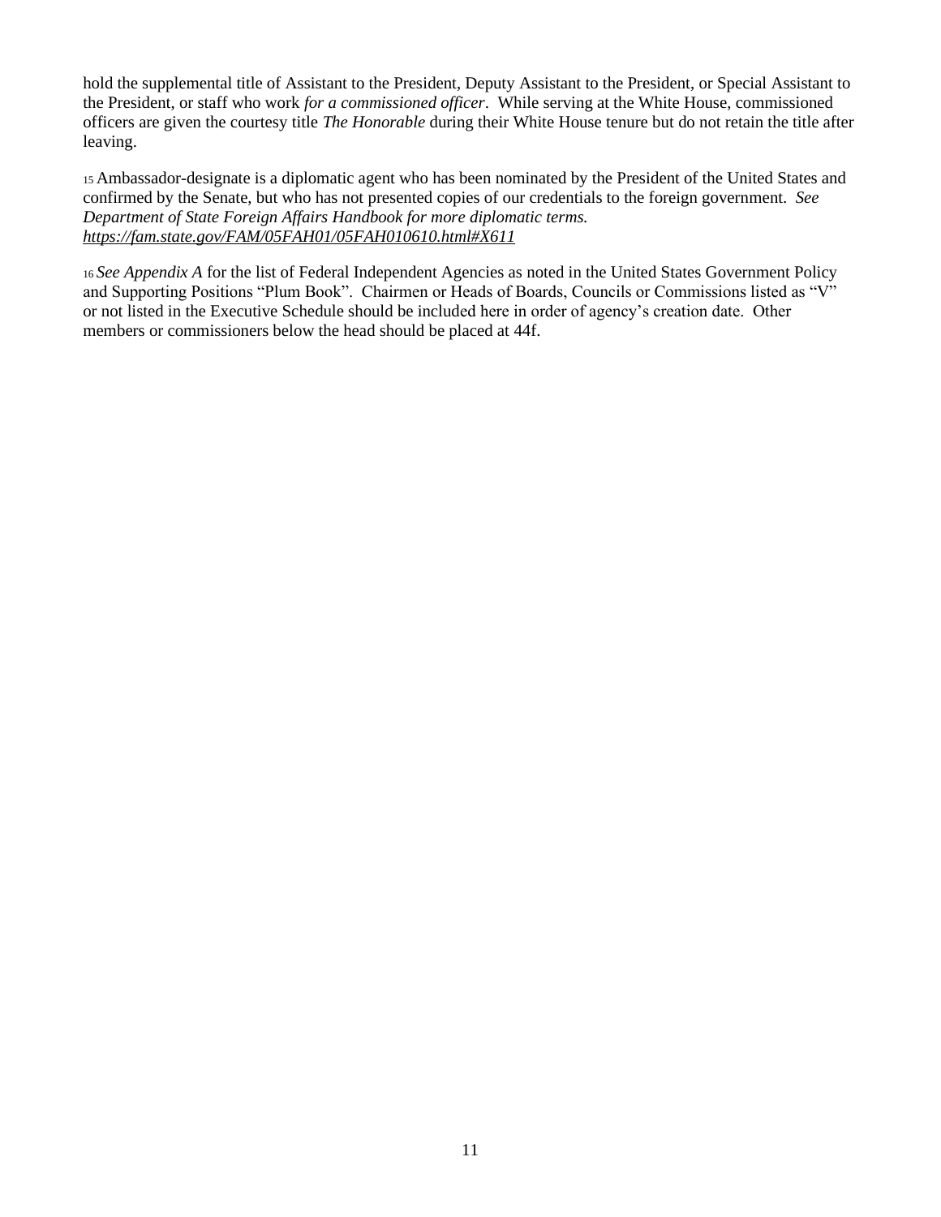hold the supplemental title of Assistant to the President, Deputy Assistant to the President, or Special Assistant to the President, or staff who work *for a commissioned officer*. While serving at the White House, commissioned officers are given the courtesy title *The Honorable* during their White House tenure but do not retain the title after leaving.

[15] Ambassador-designate is a diplomatic agent who has been nominated by the President of the United States and confirmed by the Senate, but who has not presented copies of our credentials to the foreign government. *See Department of State Foreign Affairs Handbook for more diplomatic terms.* *https://fam.state.gov/FAM/05FAH01/05FAH010610.html#X611*

[16] *See Appendix A* for the list of Federal Independent Agencies as noted in the United States Government Policy and Supporting Positions "Plum Book". Chairmen or Heads of Boards, Councils or Commissions listed as "V" or not listed in the Executive Schedule should be included here in order of agency's creation date. Other members or commissioners below the head should be placed at 44f.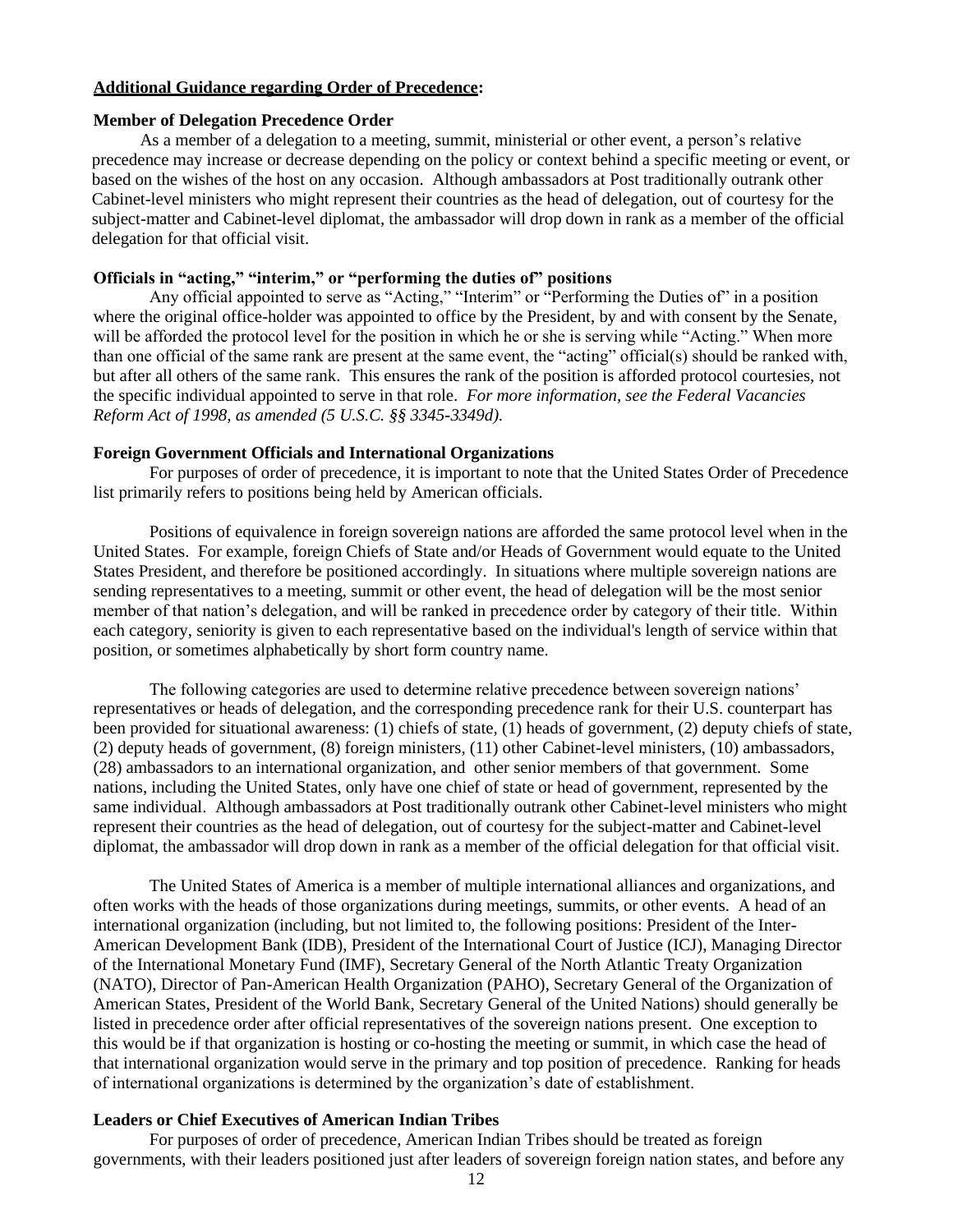**Additional Guidance regarding Order of Precedence:**

**Member of Delegation Precedence Order**

As a member of a delegation to a meeting, summit, ministerial or other event, a person's relative precedence may increase or decrease depending on the policy or context behind a specific meeting or event, or based on the wishes of the host on any occasion. Although ambassadors at Post traditionally outrank other Cabinet-level ministers who might represent their countries as the head of delegation, out of courtesy for the subject-matter and Cabinet-level diplomat, the ambassador will drop down in rank as a member of the official delegation for that official visit.

**Officials in "acting," "interim," or "performing the duties of" positions**

Any official appointed to serve as "Acting," "Interim" or "Performing the Duties of" in a position where the original office-holder was appointed to office by the President, by and with consent by the Senate, will be afforded the protocol level for the position in which he or she is serving while "Acting." When more than one official of the same rank are present at the same event, the "acting" official(s) should be ranked with, but after all others of the same rank. This ensures the rank of the position is afforded protocol courtesies, not the specific individual appointed to serve in that role. *For more information, see the Federal Vacancies Reform Act of 1998, as amended (5 U.S.C. §§ 3345-3349d).*

**Foreign Government Officials and International Organizations**

For purposes of order of precedence, it is important to note that the United States Order of Precedence list primarily refers to positions being held by American officials.

Positions of equivalence in foreign sovereign nations are afforded the same protocol level when in the United States. For example, foreign Chiefs of State and/or Heads of Government would equate to the United States President, and therefore be positioned accordingly. In situations where multiple sovereign nations are sending representatives to a meeting, summit or other event, the head of delegation will be the most senior member of that nation's delegation, and will be ranked in precedence order by category of their title. Within each category, seniority is given to each representative based on the individual's length of service within that position, or sometimes alphabetically by short form country name.

The following categories are used to determine relative precedence between sovereign nations' representatives or heads of delegation, and the corresponding precedence rank for their U.S. counterpart has been provided for situational awareness: (1) chiefs of state, (1) heads of government, (2) deputy chiefs of state, (2) deputy heads of government, (8) foreign ministers, (11) other Cabinet-level ministers, (10) ambassadors, (28) ambassadors to an international organization, and other senior members of that government. Some nations, including the United States, only have one chief of state or head of government, represented by the same individual. Although ambassadors at Post traditionally outrank other Cabinet-level ministers who might represent their countries as the head of delegation, out of courtesy for the subject-matter and Cabinet-level diplomat, the ambassador will drop down in rank as a member of the official delegation for that official visit.

The United States of America is a member of multiple international alliances and organizations, and often works with the heads of those organizations during meetings, summits, or other events. A head of an international organization (including, but not limited to, the following positions: President of the Inter-American Development Bank (IDB), President of the International Court of Justice (ICJ), Managing Director of the International Monetary Fund (IMF), Secretary General of the North Atlantic Treaty Organization (NATO), Director of Pan-American Health Organization (PAHO), Secretary General of the Organization of American States, President of the World Bank, Secretary General of the United Nations) should generally be listed in precedence order after official representatives of the sovereign nations present. One exception to this would be if that organization is hosting or co-hosting the meeting or summit, in which case the head of that international organization would serve in the primary and top position of precedence. Ranking for heads of international organizations is determined by the organization's date of establishment.

**Leaders or Chief Executives of American Indian Tribes**

For purposes of order of precedence, American Indian Tribes should be treated as foreign governments, with their leaders positioned just after leaders of sovereign foreign nation states, and before any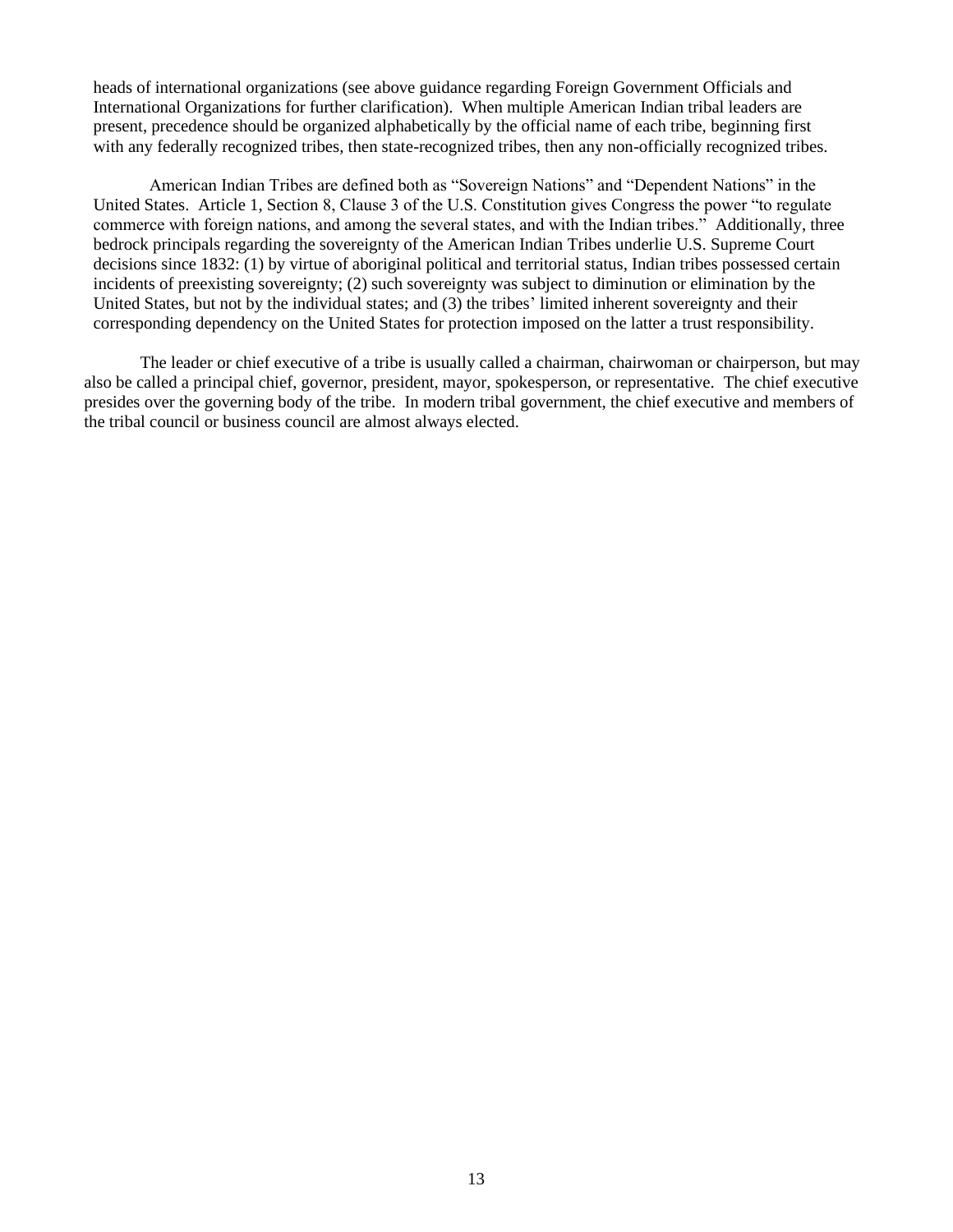heads of international organizations (see above guidance regarding Foreign Government Officials and International Organizations for further clarification). When multiple American Indian tribal leaders are present, precedence should be organized alphabetically by the official name of each tribe, beginning first with any federally recognized tribes, then state-recognized tribes, then any non-officially recognized tribes.

American Indian Tribes are defined both as "Sovereign Nations" and "Dependent Nations" in the United States. Article 1, Section 8, Clause 3 of the U.S. Constitution gives Congress the power "to regulate commerce with foreign nations, and among the several states, and with the Indian tribes." Additionally, three bedrock principals regarding the sovereignty of the American Indian Tribes underlie U.S. Supreme Court decisions since 1832: (1) by virtue of aboriginal political and territorial status, Indian tribes possessed certain incidents of preexisting sovereignty; (2) such sovereignty was subject to diminution or elimination by the United States, but not by the individual states; and (3) the tribes' limited inherent sovereignty and their corresponding dependency on the United States for protection imposed on the latter a trust responsibility.

The leader or chief executive of a tribe is usually called a chairman, chairwoman or chairperson, but may also be called a principal chief, governor, president, mayor, spokesperson, or representative. The chief executive presides over the governing body of the tribe. In modern tribal government, the chief executive and members of the tribal council or business council are almost always elected.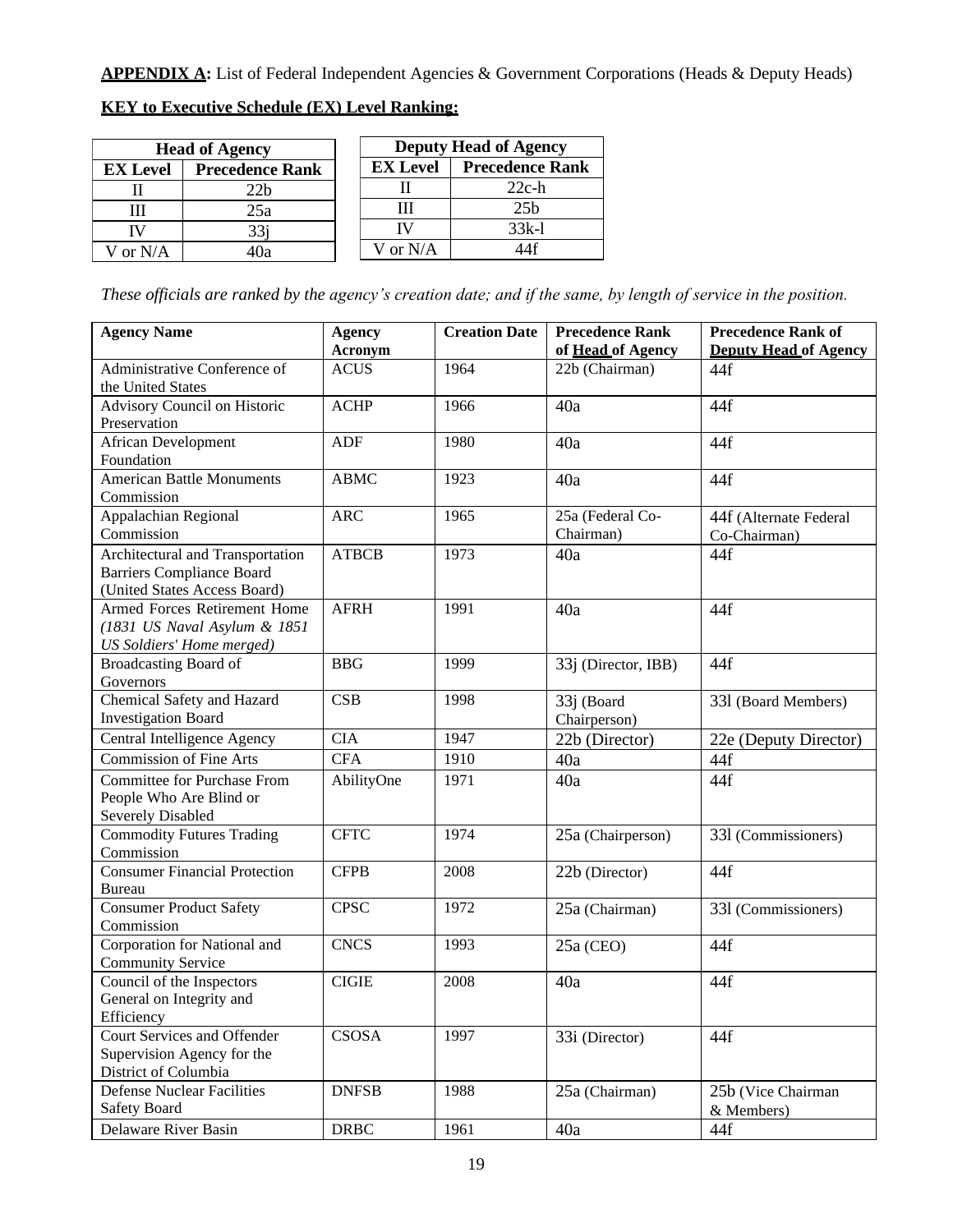**APPENDIX A:** List of Federal Independent Agencies & Government Corporations (Heads & Deputy Heads)

**KEY to Executive Schedule (EX) Level Ranking:**

| Head of Agency | |
|---|---|
| **EX Level** | **Precedence Rank** |
| II | 22b |
| III | 25a |
| IV | 33j |
| V or N/A | 40a |

| Deputy Head of Agency | |
|---|---|
| **EX Level** | **Precedence Rank** |
| II | 22c-h |
| III | 25b |
| IV | 33k-l |
| V or N/A | 44f |

*These officials are ranked by the agency's creation date; and if the same, by length of service in the position.*

| Agency Name | Agency Acronym | Creation Date | Precedence Rank of Head of Agency | Precedence Rank of Deputy Head of Agency |
|---|---|---|---|---|
| Administrative Conference of the United States | ACUS | 1964 | 22b (Chairman) | 44f |
| Advisory Council on Historic Preservation | ACHP | 1966 | 40a | 44f |
| African Development Foundation | ADF | 1980 | 40a | 44f |
| American Battle Monuments Commission | ABMC | 1923 | 40a | 44f |
| Appalachian Regional Commission | ARC | 1965 | 25a (Federal Co-Chairman) | 44f (Alternate Federal Co-Chairman) |
| Architectural and Transportation Barriers Compliance Board (United States Access Board) | ATBCB | 1973 | 40a | 44f |
| Armed Forces Retirement Home *(1831 US Naval Asylum & 1851 US Soldiers' Home merged)* | AFRH | 1991 | 40a | 44f |
| Broadcasting Board of Governors | BBG | 1999 | 33j (Director, IBB) | 44f |
| Chemical Safety and Hazard Investigation Board | CSB | 1998 | 33j (Board Chairperson) | 33l (Board Members) |
| Central Intelligence Agency | CIA | 1947 | 22b (Director) | 22e (Deputy Director) |
| Commission of Fine Arts | CFA | 1910 | 40a | 44f |
| Committee for Purchase From People Who Are Blind or Severely Disabled | AbilityOne | 1971 | 40a | 44f |
| Commodity Futures Trading Commission | CFTC | 1974 | 25a (Chairperson) | 33l (Commissioners) |
| Consumer Financial Protection Bureau | CFPB | 2008 | 22b (Director) | 44f |
| Consumer Product Safety Commission | CPSC | 1972 | 25a (Chairman) | 33l (Commissioners) |
| Corporation for National and Community Service | CNCS | 1993 | 25a (CEO) | 44f |
| Council of the Inspectors General on Integrity and Efficiency | CIGIE | 2008 | 40a | 44f |
| Court Services and Offender Supervision Agency for the District of Columbia | CSOSA | 1997 | 33i (Director) | 44f |
| Defense Nuclear Facilities Safety Board | DNFSB | 1988 | 25a (Chairman) | 25b (Vice Chairman & Members) |
| Delaware River Basin | DRBC | 1961 | 40a | 44f |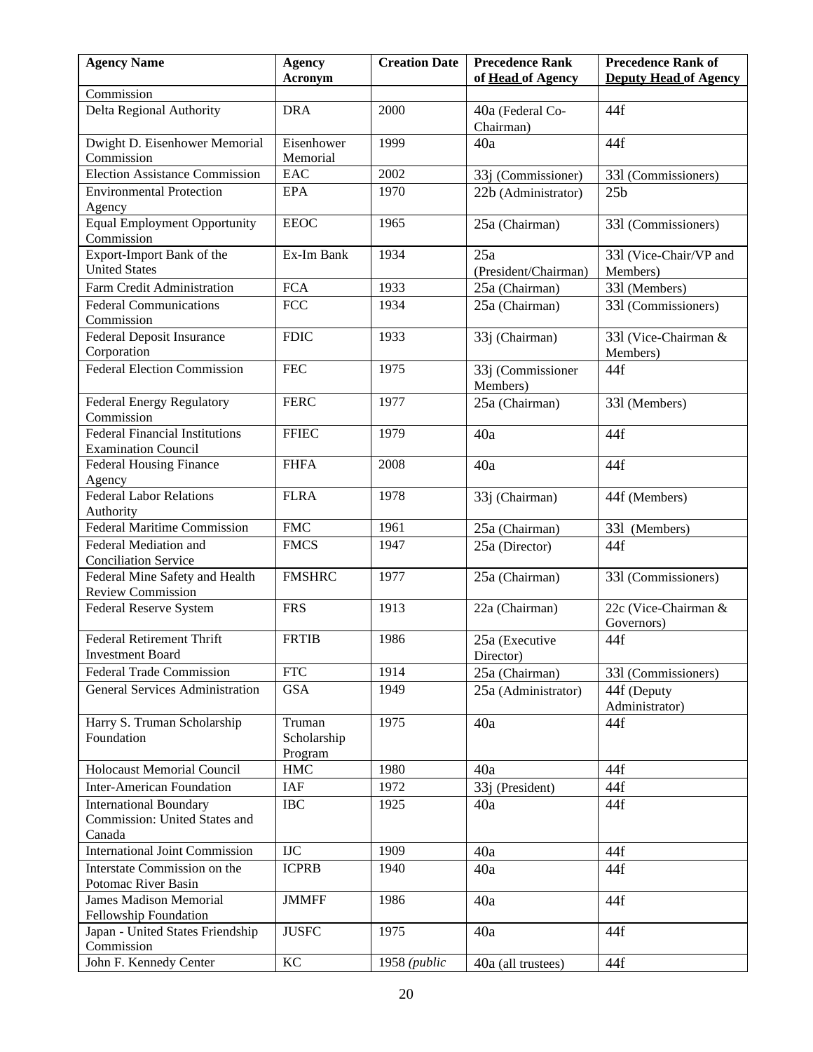| Agency Name | Agency Acronym | Creation Date | Precedence Rank of **Head** of Agency | Precedence Rank of **Deputy Head** of Agency |
|---|---|---|---|---|
| Commission | | | | |
| Delta Regional Authority | DRA | 2000 | 40a (Federal Co-Chairman) | 44f |
| Dwight D. Eisenhower Memorial Commission | Eisenhower Memorial | 1999 | 40a | 44f |
| Election Assistance Commission | EAC | 2002 | 33j (Commissioner) | 33l (Commissioners) |
| Environmental Protection Agency | EPA | 1970 | 22b (Administrator) | 25b |
| Equal Employment Opportunity Commission | EEOC | 1965 | 25a (Chairman) | 33l (Commissioners) |
| Export-Import Bank of the United States | Ex-Im Bank | 1934 | 25a (President/Chairman) | 33l (Vice-Chair/VP and Members) |
| Farm Credit Administration | FCA | 1933 | 25a (Chairman) | 33l (Members) |
| Federal Communications Commission | FCC | 1934 | 25a (Chairman) | 33l (Commissioners) |
| Federal Deposit Insurance Corporation | FDIC | 1933 | 33j (Chairman) | 33l (Vice-Chairman & Members) |
| Federal Election Commission | FEC | 1975 | 33j (Commissioner Members) | 44f |
| Federal Energy Regulatory Commission | FERC | 1977 | 25a (Chairman) | 33l (Members) |
| Federal Financial Institutions Examination Council | FFIEC | 1979 | 40a | 44f |
| Federal Housing Finance Agency | FHFA | 2008 | 40a | 44f |
| Federal Labor Relations Authority | FLRA | 1978 | 33j (Chairman) | 44f (Members) |
| Federal Maritime Commission | FMC | 1961 | 25a (Chairman) | 33l (Members) |
| Federal Mediation and Conciliation Service | FMCS | 1947 | 25a (Director) | 44f |
| Federal Mine Safety and Health Review Commission | FMSHRC | 1977 | 25a (Chairman) | 33l (Commissioners) |
| Federal Reserve System | FRS | 1913 | 22a (Chairman) | 22c (Vice-Chairman & Governors) |
| Federal Retirement Thrift Investment Board | FRTIB | 1986 | 25a (Executive Director) | 44f |
| Federal Trade Commission | FTC | 1914 | 25a (Chairman) | 33l (Commissioners) |
| General Services Administration | GSA | 1949 | 25a (Administrator) | 44f (Deputy Administrator) |
| Harry S. Truman Scholarship Foundation | Truman Scholarship Program | 1975 | 40a | 44f |
| Holocaust Memorial Council | HMC | 1980 | 40a | 44f |
| Inter-American Foundation | IAF | 1972 | 33j (President) | 44f |
| International Boundary Commission: United States and Canada | IBC | 1925 | 40a | 44f |
| International Joint Commission | IJC | 1909 | 40a | 44f |
| Interstate Commission on the Potomac River Basin | ICPRB | 1940 | 40a | 44f |
| James Madison Memorial Fellowship Foundation | JMMFF | 1986 | 40a | 44f |
| Japan - United States Friendship Commission | JUSFC | 1975 | 40a | 44f |
| John F. Kennedy Center | KC | 1958 *(public* | 40a (all trustees) | 44f |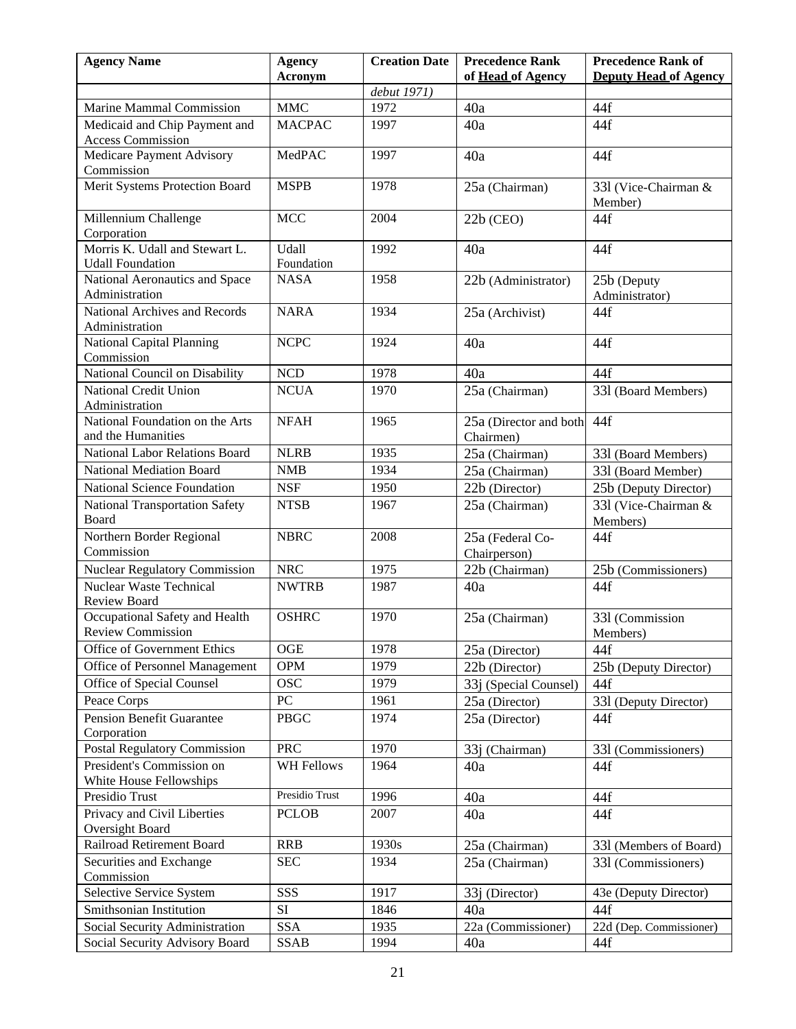| Agency Name | Agency Acronym | Creation Date | Precedence Rank of **Head** of Agency | Precedence Rank of **Deputy Head** of Agency |
|---|---|---|---|---|
| | | *debut 1971)* | | |
| Marine Mammal Commission | MMC | 1972 | 40a | 44f |
| Medicaid and Chip Payment and Access Commission | MACPAC | 1997 | 40a | 44f |
| Medicare Payment Advisory Commission | MedPAC | 1997 | 40a | 44f |
| Merit Systems Protection Board | MSPB | 1978 | 25a (Chairman) | 33l (Vice-Chairman & Member) |
| Millennium Challenge Corporation | MCC | 2004 | 22b (CEO) | 44f |
| Morris K. Udall and Stewart L. Udall Foundation | Udall Foundation | 1992 | 40a | 44f |
| National Aeronautics and Space Administration | NASA | 1958 | 22b (Administrator) | 25b (Deputy Administrator) |
| National Archives and Records Administration | NARA | 1934 | 25a (Archivist) | 44f |
| National Capital Planning Commission | NCPC | 1924 | 40a | 44f |
| National Council on Disability | NCD | 1978 | 40a | 44f |
| National Credit Union Administration | NCUA | 1970 | 25a (Chairman) | 33l (Board Members) |
| National Foundation on the Arts and the Humanities | NFAH | 1965 | 25a (Director and both Chairmen) | 44f |
| National Labor Relations Board | NLRB | 1935 | 25a (Chairman) | 33l (Board Members) |
| National Mediation Board | NMB | 1934 | 25a (Chairman) | 33l (Board Member) |
| National Science Foundation | NSF | 1950 | 22b (Director) | 25b (Deputy Director) |
| National Transportation Safety Board | NTSB | 1967 | 25a (Chairman) | 33l (Vice-Chairman & Members) |
| Northern Border Regional Commission | NBRC | 2008 | 25a (Federal Co-Chairperson) | 44f |
| Nuclear Regulatory Commission | NRC | 1975 | 22b (Chairman) | 25b (Commissioners) |
| Nuclear Waste Technical Review Board | NWTRB | 1987 | 40a | 44f |
| Occupational Safety and Health Review Commission | OSHRC | 1970 | 25a (Chairman) | 33l (Commission Members) |
| Office of Government Ethics | OGE | 1978 | 25a (Director) | 44f |
| Office of Personnel Management | OPM | 1979 | 22b (Director) | 25b (Deputy Director) |
| Office of Special Counsel | OSC | 1979 | 33j (Special Counsel) | 44f |
| Peace Corps | PC | 1961 | 25a (Director) | 33l (Deputy Director) |
| Pension Benefit Guarantee Corporation | PBGC | 1974 | 25a (Director) | 44f |
| Postal Regulatory Commission | PRC | 1970 | 33j (Chairman) | 33l (Commissioners) |
| President's Commission on White House Fellowships | WH Fellows | 1964 | 40a | 44f |
| Presidio Trust | Presidio Trust | 1996 | 40a | 44f |
| Privacy and Civil Liberties Oversight Board | PCLOB | 2007 | 40a | 44f |
| Railroad Retirement Board | RRB | 1930s | 25a (Chairman) | 33l (Members of Board) |
| Securities and Exchange Commission | SEC | 1934 | 25a (Chairman) | 33l (Commissioners) |
| Selective Service System | SSS | 1917 | 33j (Director) | 43e (Deputy Director) |
| Smithsonian Institution | SI | 1846 | 40a | 44f |
| Social Security Administration | SSA | 1935 | 22a (Commissioner) | 22d (Dep. Commissioner) |
| Social Security Advisory Board | SSAB | 1994 | 40a | 44f |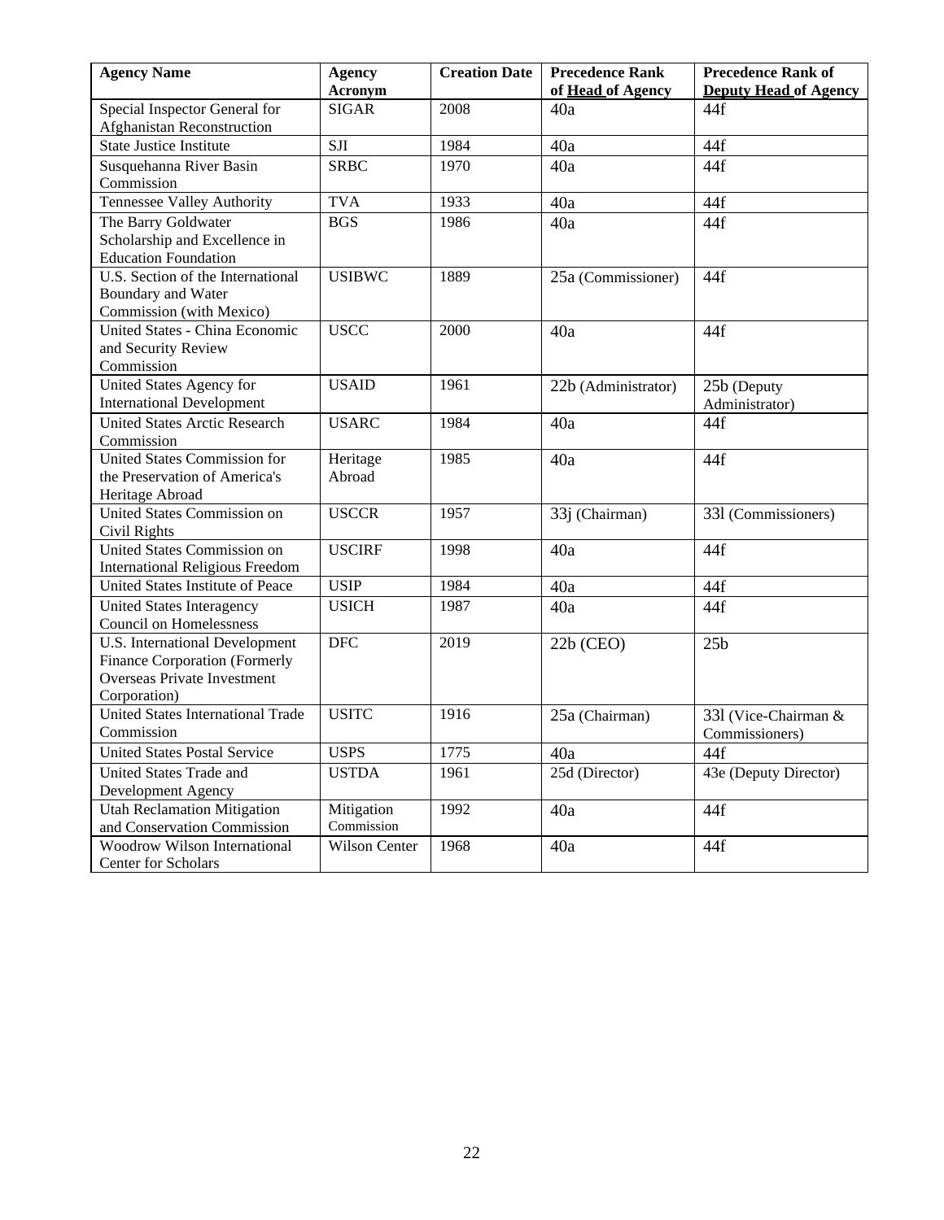| Agency Name | Agency Acronym | Creation Date | Precedence Rank of **Head** of Agency | Precedence Rank of **Deputy Head** of Agency |
|---|---|---|---|---|
| Special Inspector General for Afghanistan Reconstruction | SIGAR | 2008 | 40a | 44f |
| State Justice Institute | SJI | 1984 | 40a | 44f |
| Susquehanna River Basin Commission | SRBC | 1970 | 40a | 44f |
| Tennessee Valley Authority | TVA | 1933 | 40a | 44f |
| The Barry Goldwater Scholarship and Excellence in Education Foundation | BGS | 1986 | 40a | 44f |
| U.S. Section of the International Boundary and Water Commission (with Mexico) | USIBWC | 1889 | 25a (Commissioner) | 44f |
| United States - China Economic and Security Review Commission | USCC | 2000 | 40a | 44f |
| United States Agency for International Development | USAID | 1961 | 22b (Administrator) | 25b (Deputy Administrator) |
| United States Arctic Research Commission | USARC | 1984 | 40a | 44f |
| United States Commission for the Preservation of America's Heritage Abroad | Heritage Abroad | 1985 | 40a | 44f |
| United States Commission on Civil Rights | USCCR | 1957 | 33j (Chairman) | 33l (Commissioners) |
| United States Commission on International Religious Freedom | USCIRF | 1998 | 40a | 44f |
| United States Institute of Peace | USIP | 1984 | 40a | 44f |
| United States Interagency Council on Homelessness | USICH | 1987 | 40a | 44f |
| U.S. International Development Finance Corporation (Formerly Overseas Private Investment Corporation) | DFC | 2019 | 22b (CEO) | 25b |
| United States International Trade Commission | USITC | 1916 | 25a (Chairman) | 33l (Vice-Chairman & Commissioners) |
| United States Postal Service | USPS | 1775 | 40a | 44f |
| United States Trade and Development Agency | USTDA | 1961 | 25d (Director) | 43e (Deputy Director) |
| Utah Reclamation Mitigation and Conservation Commission | Mitigation Commission | 1992 | 40a | 44f |
| Woodrow Wilson International Center for Scholars | Wilson Center | 1968 | 40a | 44f |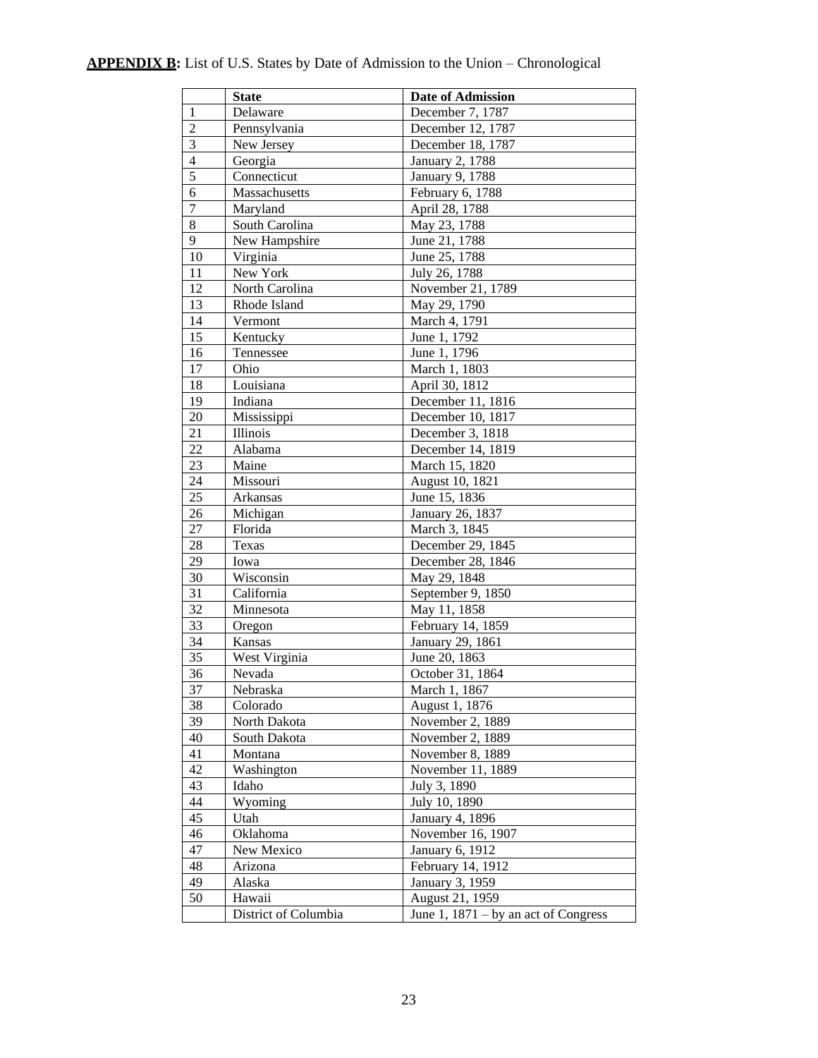**APPENDIX B:** List of U.S. States by Date of Admission to the Union – Chronological

| | State | Date of Admission |
|---|---|---|
| 1 | Delaware | December 7, 1787 |
| 2 | Pennsylvania | December 12, 1787 |
| 3 | New Jersey | December 18, 1787 |
| 4 | Georgia | January 2, 1788 |
| 5 | Connecticut | January 9, 1788 |
| 6 | Massachusetts | February 6, 1788 |
| 7 | Maryland | April 28, 1788 |
| 8 | South Carolina | May 23, 1788 |
| 9 | New Hampshire | June 21, 1788 |
| 10 | Virginia | June 25, 1788 |
| 11 | New York | July 26, 1788 |
| 12 | North Carolina | November 21, 1789 |
| 13 | Rhode Island | May 29, 1790 |
| 14 | Vermont | March 4, 1791 |
| 15 | Kentucky | June 1, 1792 |
| 16 | Tennessee | June 1, 1796 |
| 17 | Ohio | March 1, 1803 |
| 18 | Louisiana | April 30, 1812 |
| 19 | Indiana | December 11, 1816 |
| 20 | Mississippi | December 10, 1817 |
| 21 | Illinois | December 3, 1818 |
| 22 | Alabama | December 14, 1819 |
| 23 | Maine | March 15, 1820 |
| 24 | Missouri | August 10, 1821 |
| 25 | Arkansas | June 15, 1836 |
| 26 | Michigan | January 26, 1837 |
| 27 | Florida | March 3, 1845 |
| 28 | Texas | December 29, 1845 |
| 29 | Iowa | December 28, 1846 |
| 30 | Wisconsin | May 29, 1848 |
| 31 | California | September 9, 1850 |
| 32 | Minnesota | May 11, 1858 |
| 33 | Oregon | February 14, 1859 |
| 34 | Kansas | January 29, 1861 |
| 35 | West Virginia | June 20, 1863 |
| 36 | Nevada | October 31, 1864 |
| 37 | Nebraska | March 1, 1867 |
| 38 | Colorado | August 1, 1876 |
| 39 | North Dakota | November 2, 1889 |
| 40 | South Dakota | November 2, 1889 |
| 41 | Montana | November 8, 1889 |
| 42 | Washington | November 11, 1889 |
| 43 | Idaho | July 3, 1890 |
| 44 | Wyoming | July 10, 1890 |
| 45 | Utah | January 4, 1896 |
| 46 | Oklahoma | November 16, 1907 |
| 47 | New Mexico | January 6, 1912 |
| 48 | Arizona | February 14, 1912 |
| 49 | Alaska | January 3, 1959 |
| 50 | Hawaii | August 21, 1959 |
| | District of Columbia | June 1, 1871 – by an act of Congress |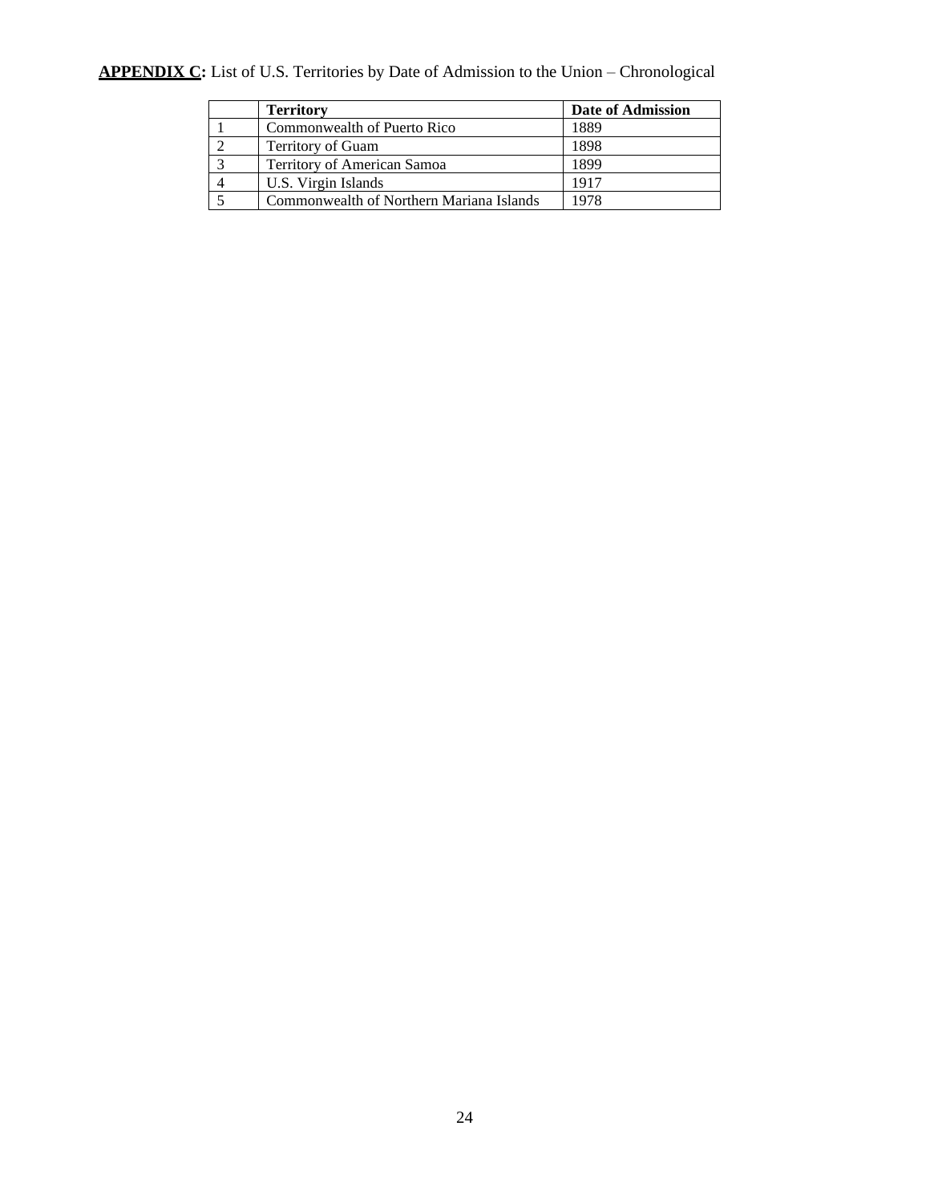**<u>APPENDIX C</u>:** List of U.S. Territories by Date of Admission to the Union – Chronological

| | **Territory** | **Date of Admission** |
|---|---|---|
| 1 | Commonwealth of Puerto Rico | 1889 |
| 2 | Territory of Guam | 1898 |
| 3 | Territory of American Samoa | 1899 |
| 4 | U.S. Virgin Islands | 1917 |
| 5 | Commonwealth of Northern Mariana Islands | 1978 |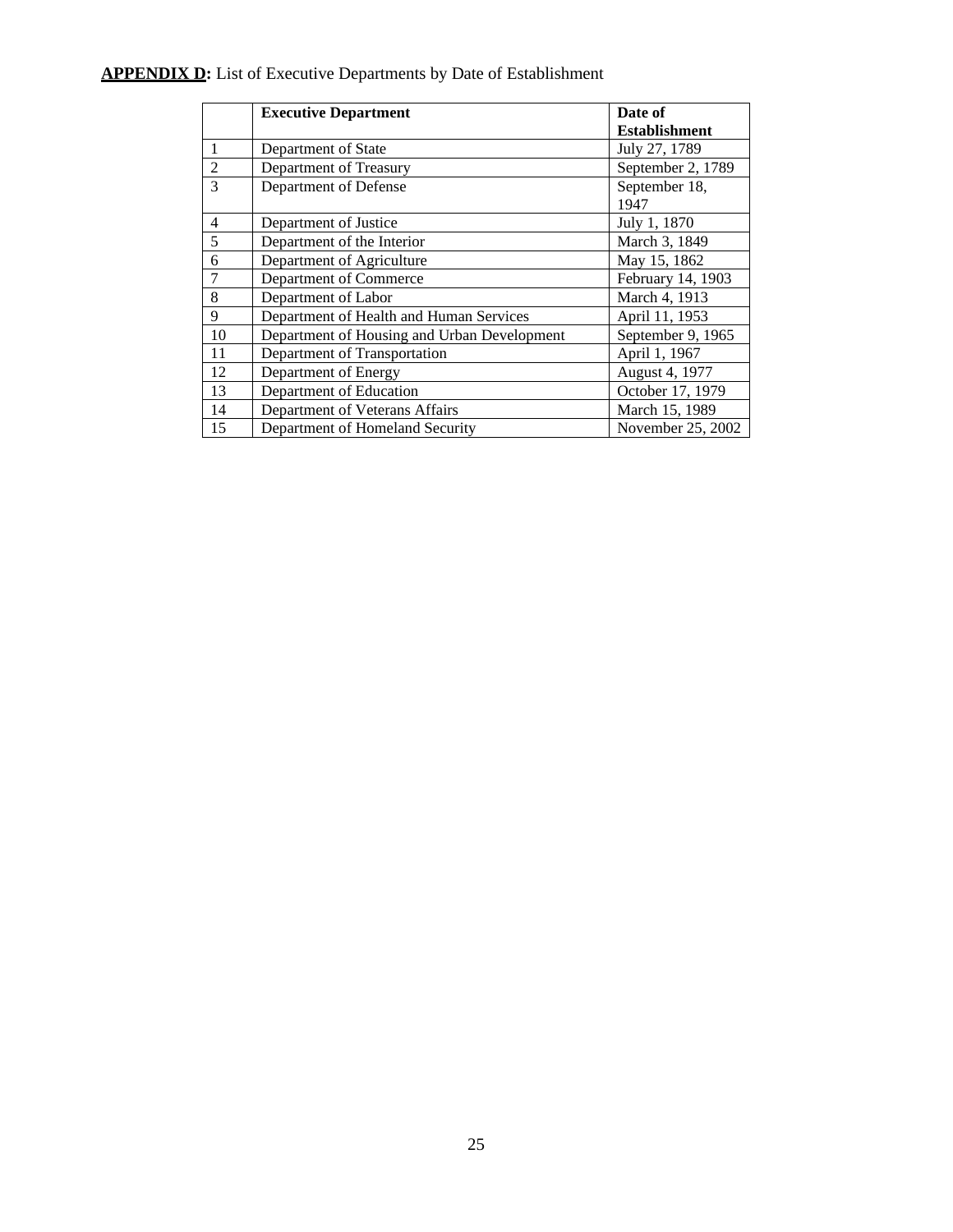**APPENDIX D:** List of Executive Departments by Date of Establishment

| | Executive Department | Date of Establishment |
|---|---|---|
| 1 | Department of State | July 27, 1789 |
| 2 | Department of Treasury | September 2, 1789 |
| 3 | Department of Defense | September 18, 1947 |
| 4 | Department of Justice | July 1, 1870 |
| 5 | Department of the Interior | March 3, 1849 |
| 6 | Department of Agriculture | May 15, 1862 |
| 7 | Department of Commerce | February 14, 1903 |
| 8 | Department of Labor | March 4, 1913 |
| 9 | Department of Health and Human Services | April 11, 1953 |
| 10 | Department of Housing and Urban Development | September 9, 1965 |
| 11 | Department of Transportation | April 1, 1967 |
| 12 | Department of Energy | August 4, 1977 |
| 13 | Department of Education | October 17, 1979 |
| 14 | Department of Veterans Affairs | March 15, 1989 |
| 15 | Department of Homeland Security | November 25, 2002 |